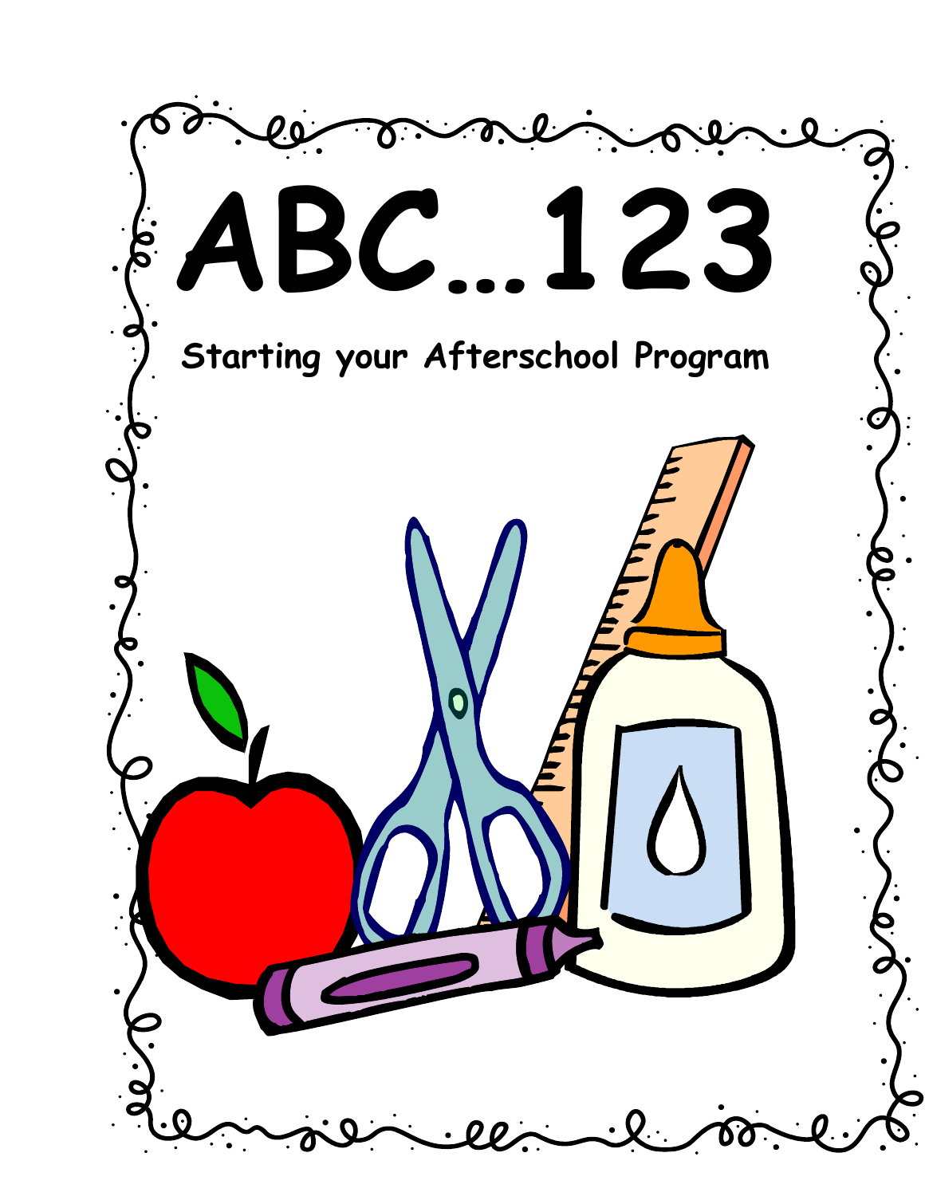# ABC…123

## Starting your Afterschool Program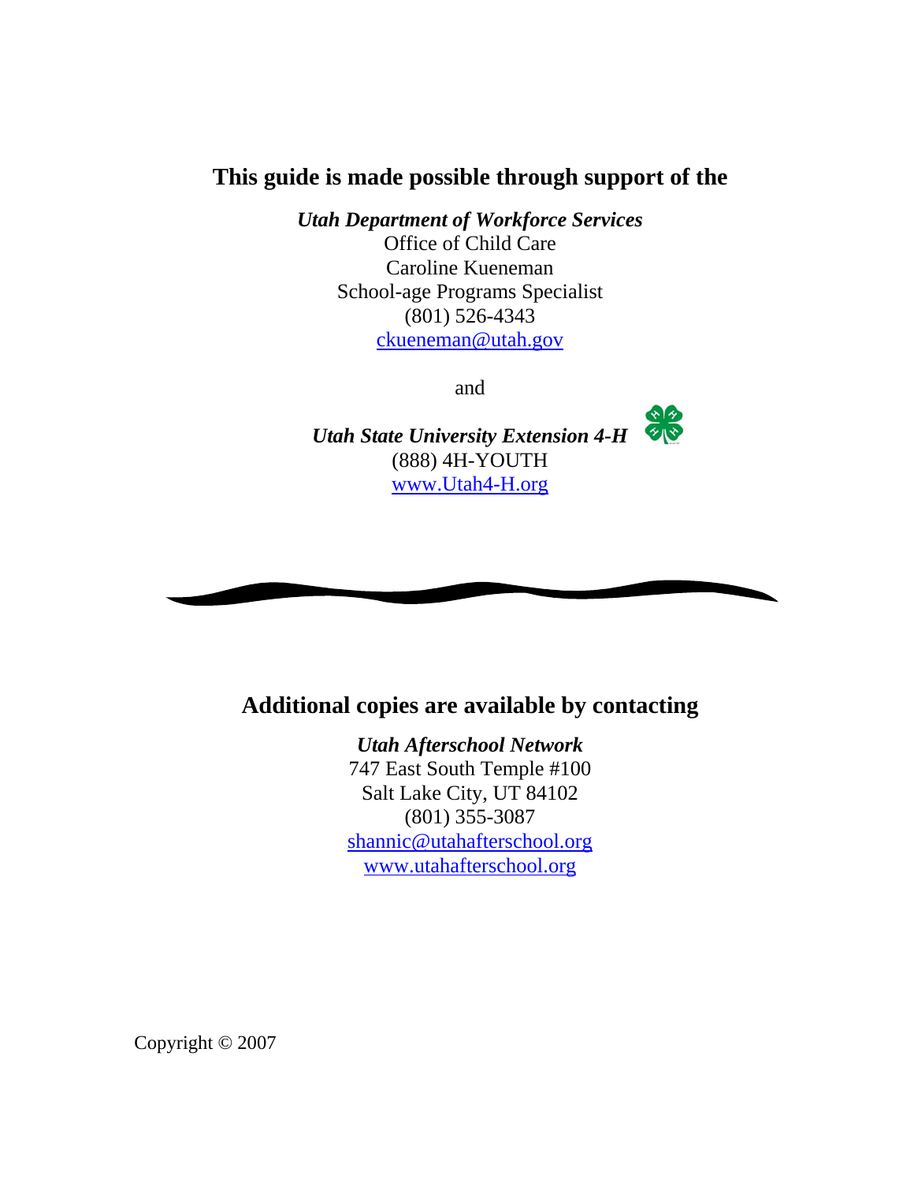## This guide is made possible through support of the

***Utah Department of Workforce Services***
Office of Child Care
Caroline Kueneman
School-age Programs Specialist
(801) 526-4343
ckueneman@utah.gov

and

***Utah State University Extension 4-H***
(888) 4H-YOUTH
www.Utah4-H.org

## Additional copies are available by contacting

***Utah Afterschool Network***
747 East South Temple #100
Salt Lake City, UT 84102
(801) 355-3087
shannic@utahafterschool.org
www.utahafterschool.org

Copyright © 2007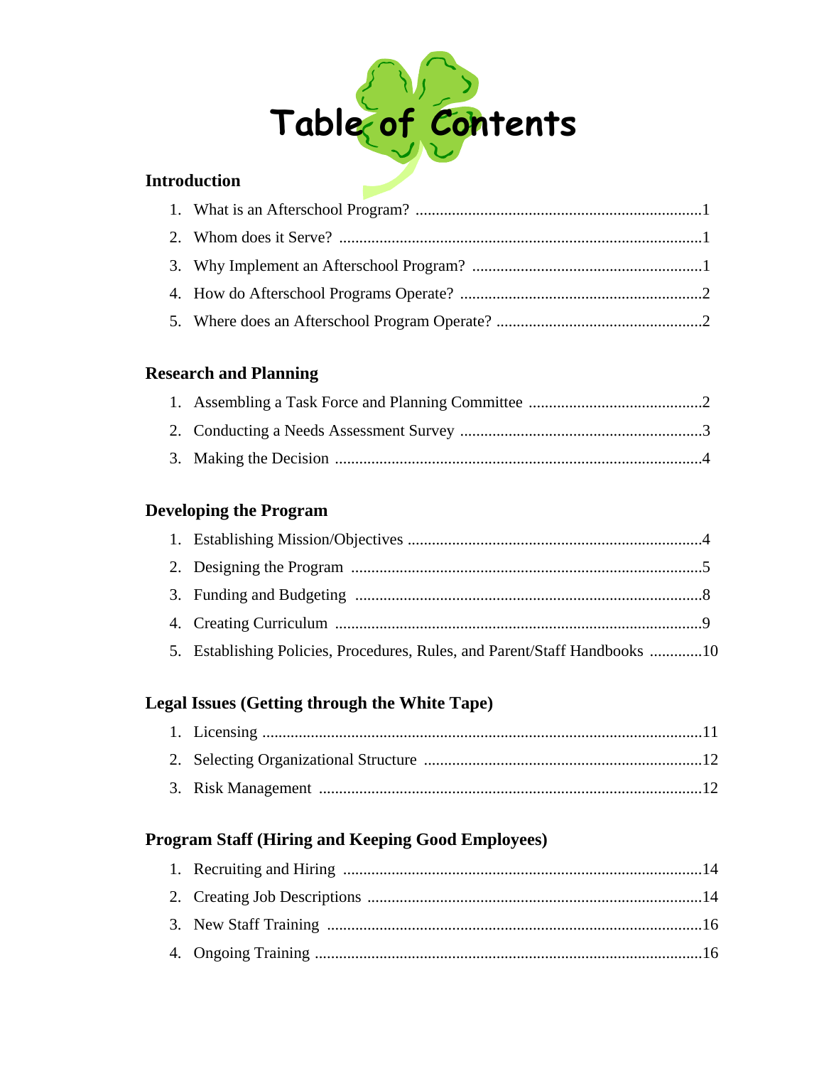# Table of Contents

## Introduction

1. What is an Afterschool Program? ....................................................................1
2. Whom does it Serve? ......................................................................................1
3. Why Implement an Afterschool Program? .....................................................1
4. How do Afterschool Programs Operate? .........................................................2
5. Where does an Afterschool Program Operate? ...............................................2

## Research and Planning

1. Assembling a Task Force and Planning Committee .........................................2
2. Conducting a Needs Assessment Survey ..........................................................3
3. Making the Decision .........................................................................................4

## Developing the Program

1. Establishing Mission/Objectives .......................................................................4
2. Designing the Program .....................................................................................5
3. Funding and Budgeting ....................................................................................8
4. Creating Curriculum .........................................................................................9
5. Establishing Policies, Procedures, Rules, and Parent/Staff Handbooks .............10

## Legal Issues (Getting through the White Tape)

1. Licensing ..........................................................................................................11
2. Selecting Organizational Structure ...................................................................12
3. Risk Management .............................................................................................12

## Program Staff (Hiring and Keeping Good Employees)

1. Recruiting and Hiring .......................................................................................14
2. Creating Job Descriptions .................................................................................14
3. New Staff Training ............................................................................................16
4. Ongoing Training ..............................................................................................16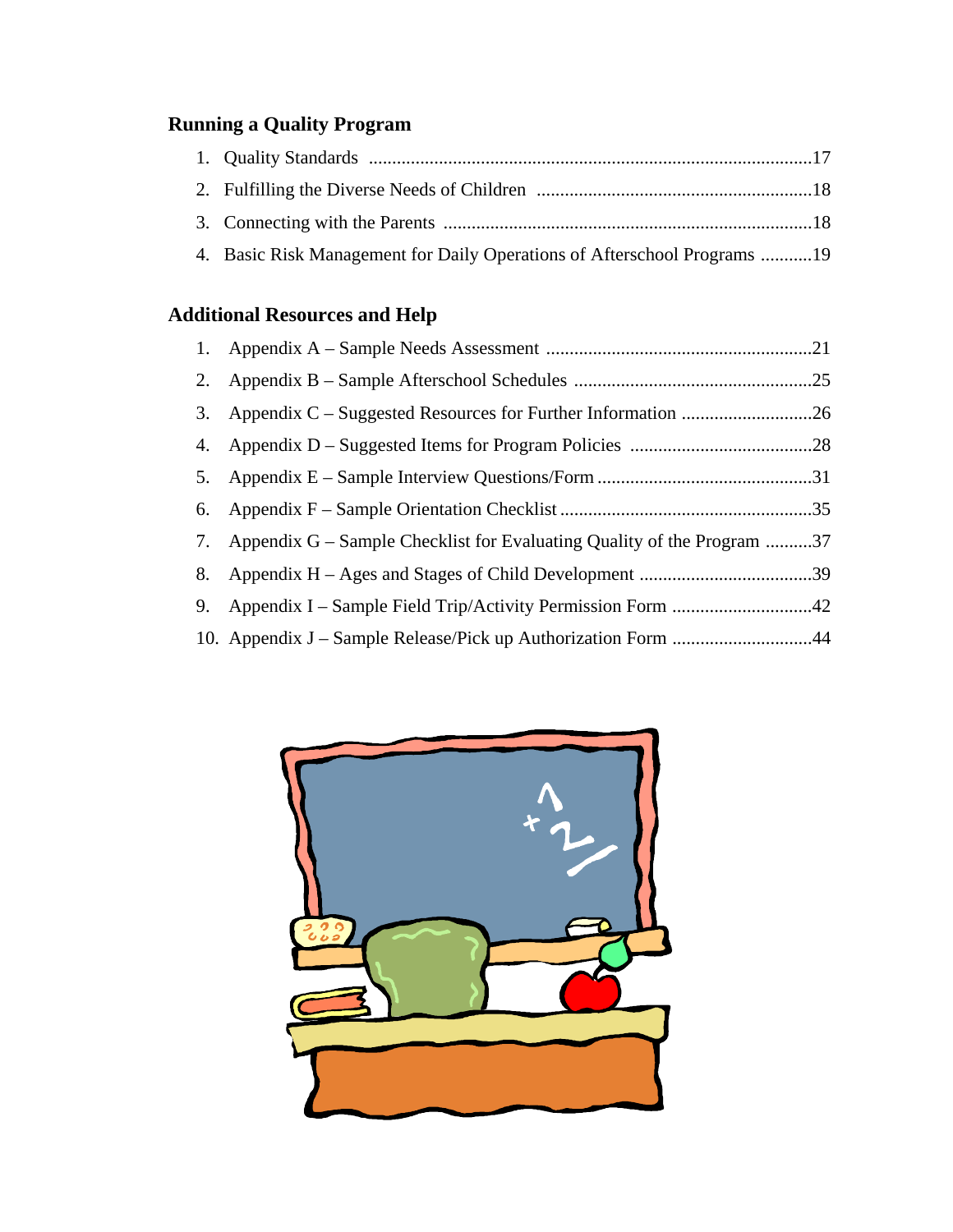## Running a Quality Program

1. Quality Standards ....................................................................................................17
2. Fulfilling the Diverse Needs of Children ...........................................................18
3. Connecting with the Parents ...............................................................................18
4. Basic Risk Management for Daily Operations of Afterschool Programs ...........19

## Additional Resources and Help

1. Appendix A – Sample Needs Assessment .........................................................21
2. Appendix B – Sample Afterschool Schedules ...................................................25
3. Appendix C – Suggested Resources for Further Information ............................26
4. Appendix D – Suggested Items for Program Policies .......................................28
5. Appendix E – Sample Interview Questions/Form ..............................................31
6. Appendix F – Sample Orientation Checklist ......................................................35
7. Appendix G – Sample Checklist for Evaluating Quality of the Program ..........37
8. Appendix H – Ages and Stages of Child Development .....................................39
9. Appendix I – Sample Field Trip/Activity Permission Form ..............................42
10. Appendix J – Sample Release/Pick up Authorization Form ..............................44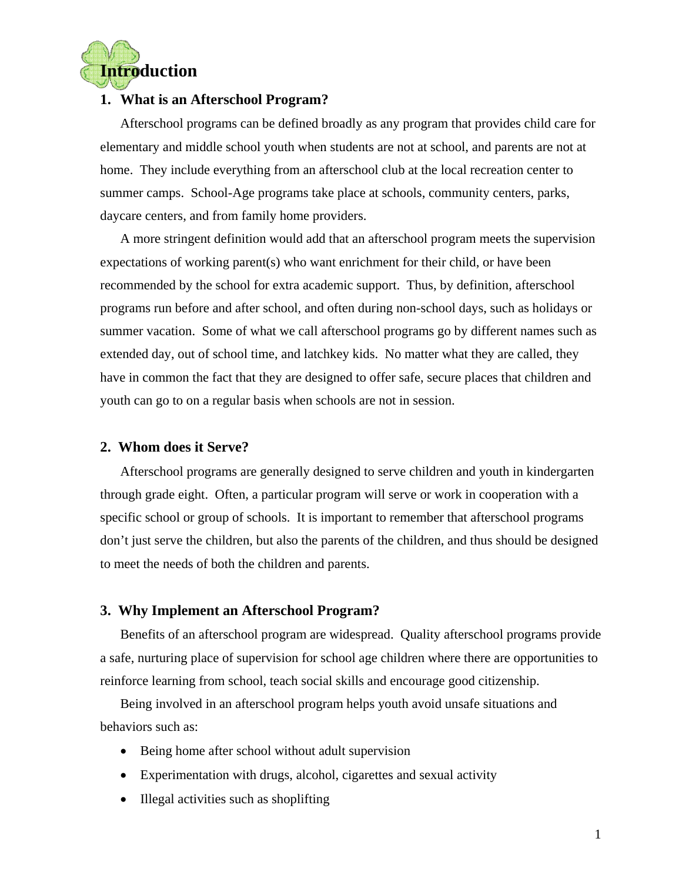# Introduction

## 1. What is an Afterschool Program?

Afterschool programs can be defined broadly as any program that provides child care for elementary and middle school youth when students are not at school, and parents are not at home. They include everything from an afterschool club at the local recreation center to summer camps. School-Age programs take place at schools, community centers, parks, daycare centers, and from family home providers.

A more stringent definition would add that an afterschool program meets the supervision expectations of working parent(s) who want enrichment for their child, or have been recommended by the school for extra academic support. Thus, by definition, afterschool programs run before and after school, and often during non-school days, such as holidays or summer vacation. Some of what we call afterschool programs go by different names such as extended day, out of school time, and latchkey kids. No matter what they are called, they have in common the fact that they are designed to offer safe, secure places that children and youth can go to on a regular basis when schools are not in session.

## 2. Whom does it Serve?

Afterschool programs are generally designed to serve children and youth in kindergarten through grade eight. Often, a particular program will serve or work in cooperation with a specific school or group of schools. It is important to remember that afterschool programs don't just serve the children, but also the parents of the children, and thus should be designed to meet the needs of both the children and parents.

## 3. Why Implement an Afterschool Program?

Benefits of an afterschool program are widespread. Quality afterschool programs provide a safe, nurturing place of supervision for school age children where there are opportunities to reinforce learning from school, teach social skills and encourage good citizenship.

Being involved in an afterschool program helps youth avoid unsafe situations and behaviors such as:

- Being home after school without adult supervision
- Experimentation with drugs, alcohol, cigarettes and sexual activity
- Illegal activities such as shoplifting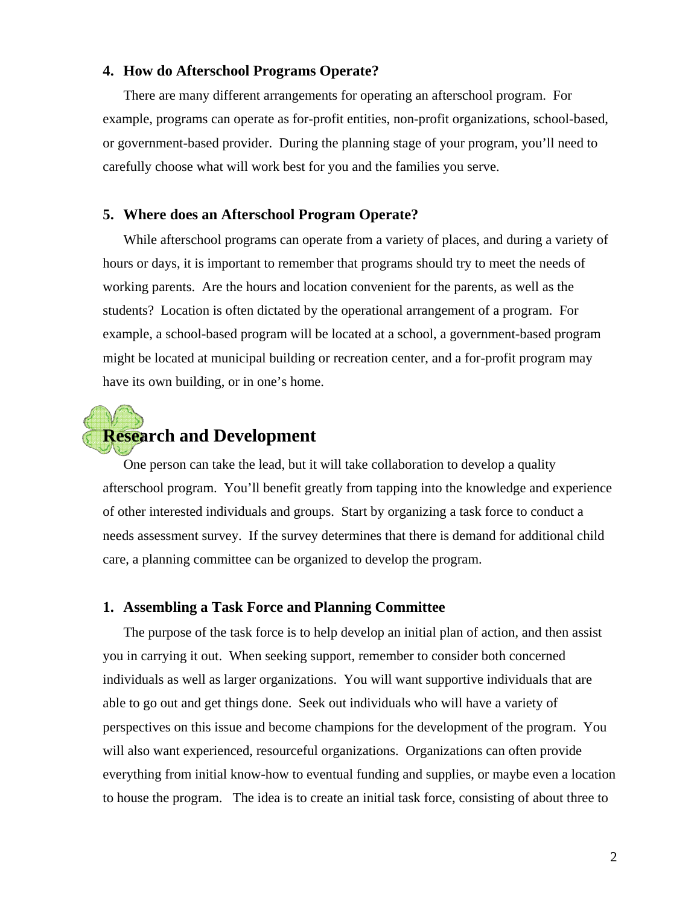### 4. How do Afterschool Programs Operate?

There are many different arrangements for operating an afterschool program. For example, programs can operate as for-profit entities, non-profit organizations, school-based, or government-based provider. During the planning stage of your program, you'll need to carefully choose what will work best for you and the families you serve.

### 5. Where does an Afterschool Program Operate?

While afterschool programs can operate from a variety of places, and during a variety of hours or days, it is important to remember that programs should try to meet the needs of working parents. Are the hours and location convenient for the parents, as well as the students? Location is often dictated by the operational arrangement of a program. For example, a school-based program will be located at a school, a government-based program might be located at municipal building or recreation center, and a for-profit program may have its own building, or in one's home.

## Research and Development

One person can take the lead, but it will take collaboration to develop a quality afterschool program. You'll benefit greatly from tapping into the knowledge and experience of other interested individuals and groups. Start by organizing a task force to conduct a needs assessment survey. If the survey determines that there is demand for additional child care, a planning committee can be organized to develop the program.

### 1. Assembling a Task Force and Planning Committee

The purpose of the task force is to help develop an initial plan of action, and then assist you in carrying it out. When seeking support, remember to consider both concerned individuals as well as larger organizations. You will want supportive individuals that are able to go out and get things done. Seek out individuals who will have a variety of perspectives on this issue and become champions for the development of the program. You will also want experienced, resourceful organizations. Organizations can often provide everything from initial know-how to eventual funding and supplies, or maybe even a location to house the program. The idea is to create an initial task force, consisting of about three to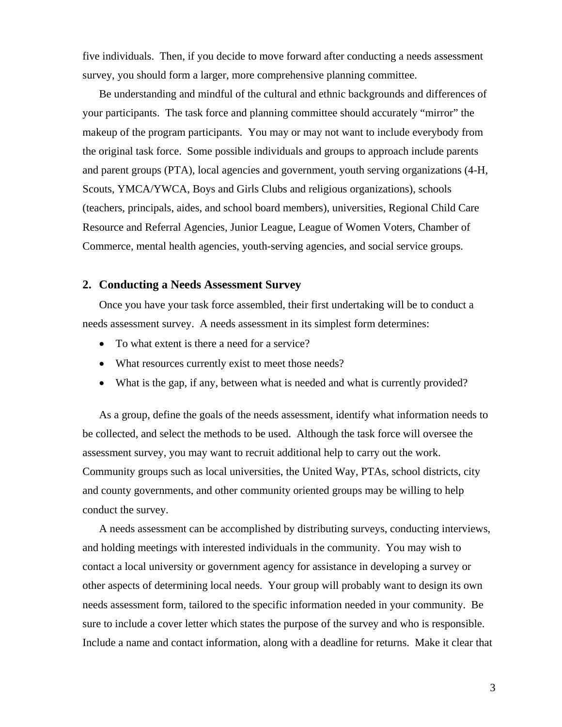five individuals. Then, if you decide to move forward after conducting a needs assessment survey, you should form a larger, more comprehensive planning committee.

Be understanding and mindful of the cultural and ethnic backgrounds and differences of your participants. The task force and planning committee should accurately "mirror" the makeup of the program participants. You may or may not want to include everybody from the original task force. Some possible individuals and groups to approach include parents and parent groups (PTA), local agencies and government, youth serving organizations (4-H, Scouts, YMCA/YWCA, Boys and Girls Clubs and religious organizations), schools (teachers, principals, aides, and school board members), universities, Regional Child Care Resource and Referral Agencies, Junior League, League of Women Voters, Chamber of Commerce, mental health agencies, youth-serving agencies, and social service groups.

## 2. Conducting a Needs Assessment Survey

Once you have your task force assembled, their first undertaking will be to conduct a needs assessment survey. A needs assessment in its simplest form determines:

- To what extent is there a need for a service?
- What resources currently exist to meet those needs?
- What is the gap, if any, between what is needed and what is currently provided?

As a group, define the goals of the needs assessment, identify what information needs to be collected, and select the methods to be used. Although the task force will oversee the assessment survey, you may want to recruit additional help to carry out the work. Community groups such as local universities, the United Way, PTAs, school districts, city and county governments, and other community oriented groups may be willing to help conduct the survey.

A needs assessment can be accomplished by distributing surveys, conducting interviews, and holding meetings with interested individuals in the community. You may wish to contact a local university or government agency for assistance in developing a survey or other aspects of determining local needs. Your group will probably want to design its own needs assessment form, tailored to the specific information needed in your community. Be sure to include a cover letter which states the purpose of the survey and who is responsible. Include a name and contact information, along with a deadline for returns. Make it clear that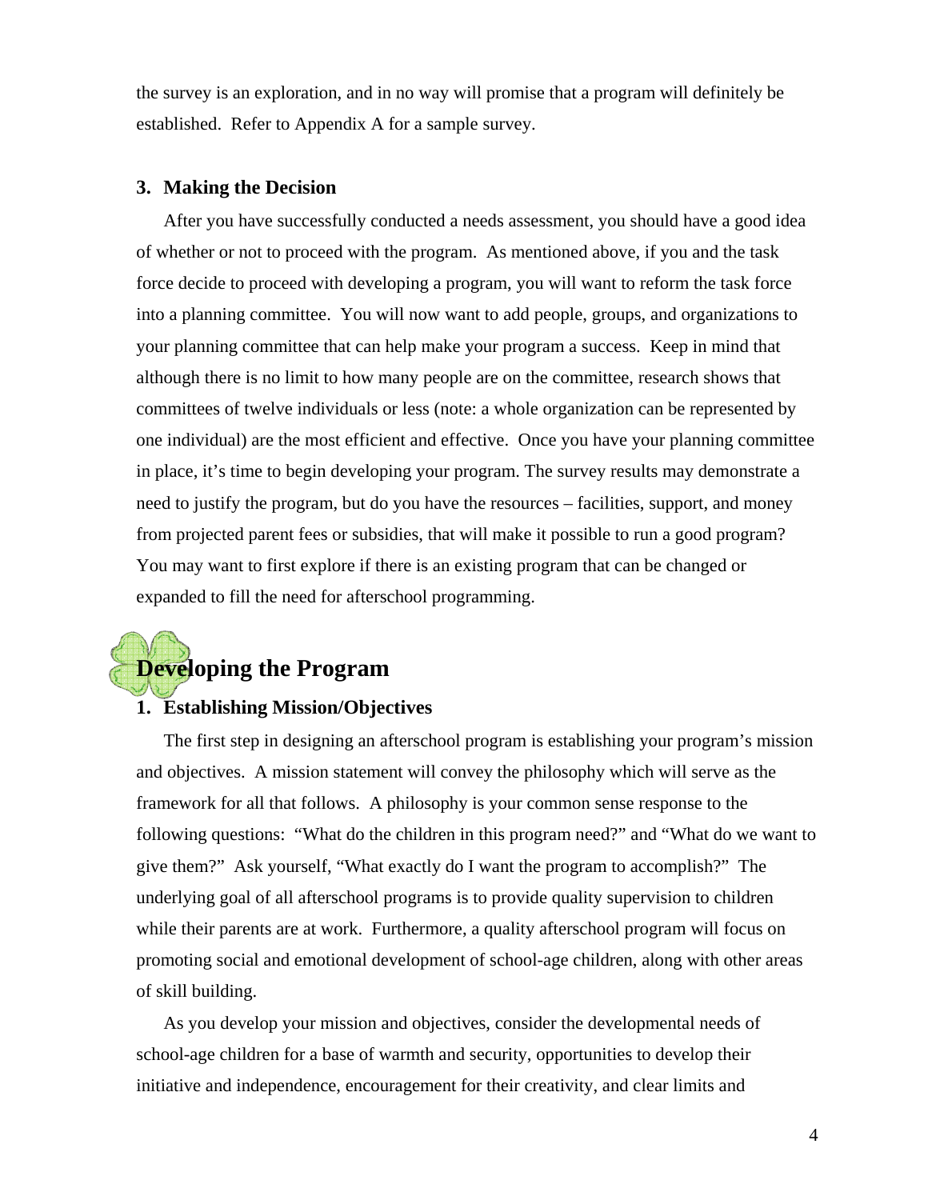the survey is an exploration, and in no way will promise that a program will definitely be established. Refer to Appendix A for a sample survey.

### 3. Making the Decision

After you have successfully conducted a needs assessment, you should have a good idea of whether or not to proceed with the program. As mentioned above, if you and the task force decide to proceed with developing a program, you will want to reform the task force into a planning committee. You will now want to add people, groups, and organizations to your planning committee that can help make your program a success. Keep in mind that although there is no limit to how many people are on the committee, research shows that committees of twelve individuals or less (note: a whole organization can be represented by one individual) are the most efficient and effective. Once you have your planning committee in place, it's time to begin developing your program. The survey results may demonstrate a need to justify the program, but do you have the resources – facilities, support, and money from projected parent fees or subsidies, that will make it possible to run a good program? You may want to first explore if there is an existing program that can be changed or expanded to fill the need for afterschool programming.

## Developing the Program

### 1. Establishing Mission/Objectives

The first step in designing an afterschool program is establishing your program's mission and objectives. A mission statement will convey the philosophy which will serve as the framework for all that follows. A philosophy is your common sense response to the following questions: "What do the children in this program need?" and "What do we want to give them?" Ask yourself, "What exactly do I want the program to accomplish?" The underlying goal of all afterschool programs is to provide quality supervision to children while their parents are at work. Furthermore, a quality afterschool program will focus on promoting social and emotional development of school-age children, along with other areas of skill building.

As you develop your mission and objectives, consider the developmental needs of school-age children for a base of warmth and security, opportunities to develop their initiative and independence, encouragement for their creativity, and clear limits and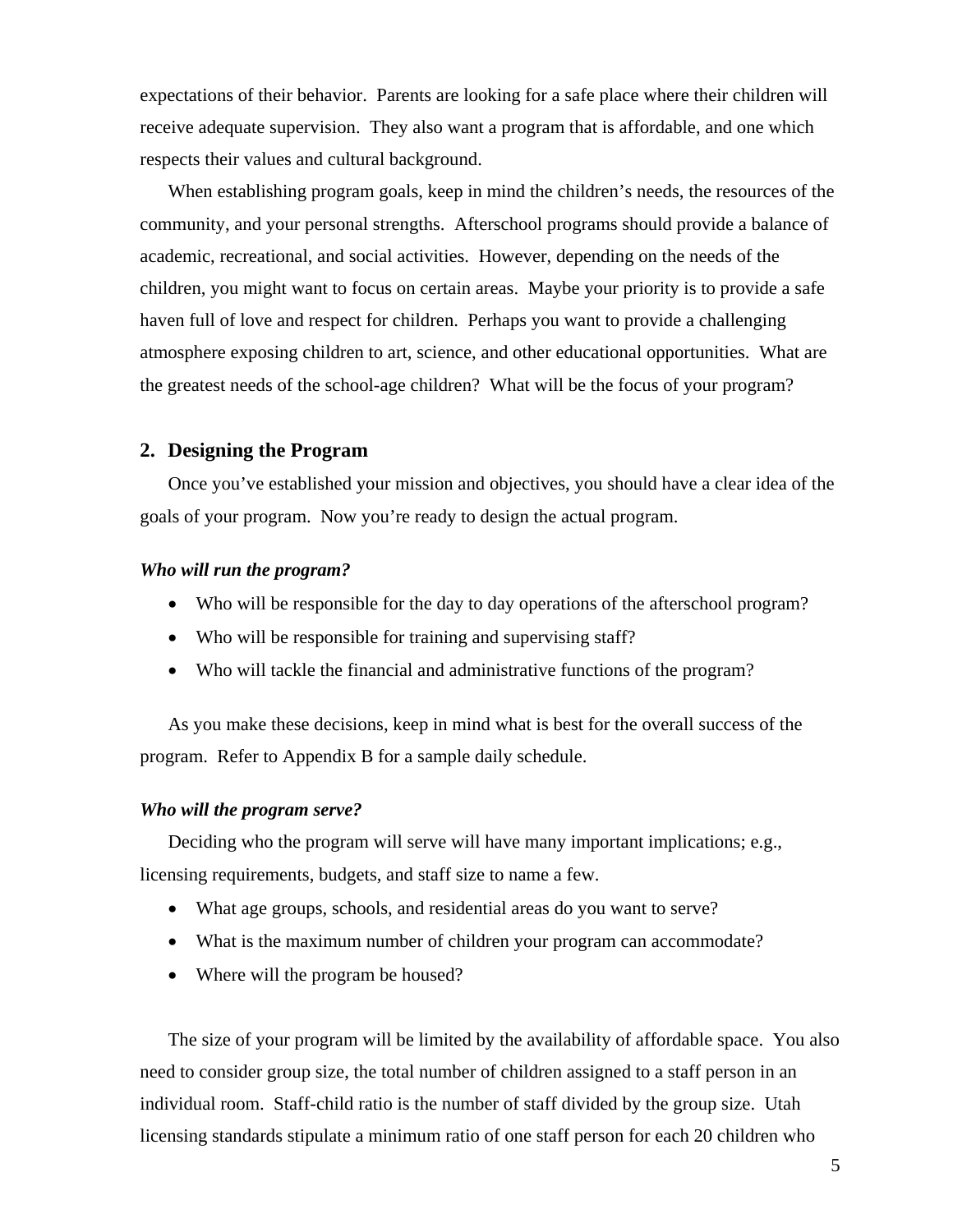expectations of their behavior. Parents are looking for a safe place where their children will receive adequate supervision. They also want a program that is affordable, and one which respects their values and cultural background.

When establishing program goals, keep in mind the children's needs, the resources of the community, and your personal strengths. Afterschool programs should provide a balance of academic, recreational, and social activities. However, depending on the needs of the children, you might want to focus on certain areas. Maybe your priority is to provide a safe haven full of love and respect for children. Perhaps you want to provide a challenging atmosphere exposing children to art, science, and other educational opportunities. What are the greatest needs of the school-age children? What will be the focus of your program?

## 2. Designing the Program

Once you've established your mission and objectives, you should have a clear idea of the goals of your program. Now you're ready to design the actual program.

***Who will run the program?***

- Who will be responsible for the day to day operations of the afterschool program?
- Who will be responsible for training and supervising staff?
- Who will tackle the financial and administrative functions of the program?

As you make these decisions, keep in mind what is best for the overall success of the program. Refer to Appendix B for a sample daily schedule.

***Who will the program serve?***

Deciding who the program will serve will have many important implications; e.g., licensing requirements, budgets, and staff size to name a few.

- What age groups, schools, and residential areas do you want to serve?
- What is the maximum number of children your program can accommodate?
- Where will the program be housed?

The size of your program will be limited by the availability of affordable space. You also need to consider group size, the total number of children assigned to a staff person in an individual room. Staff-child ratio is the number of staff divided by the group size. Utah licensing standards stipulate a minimum ratio of one staff person for each 20 children who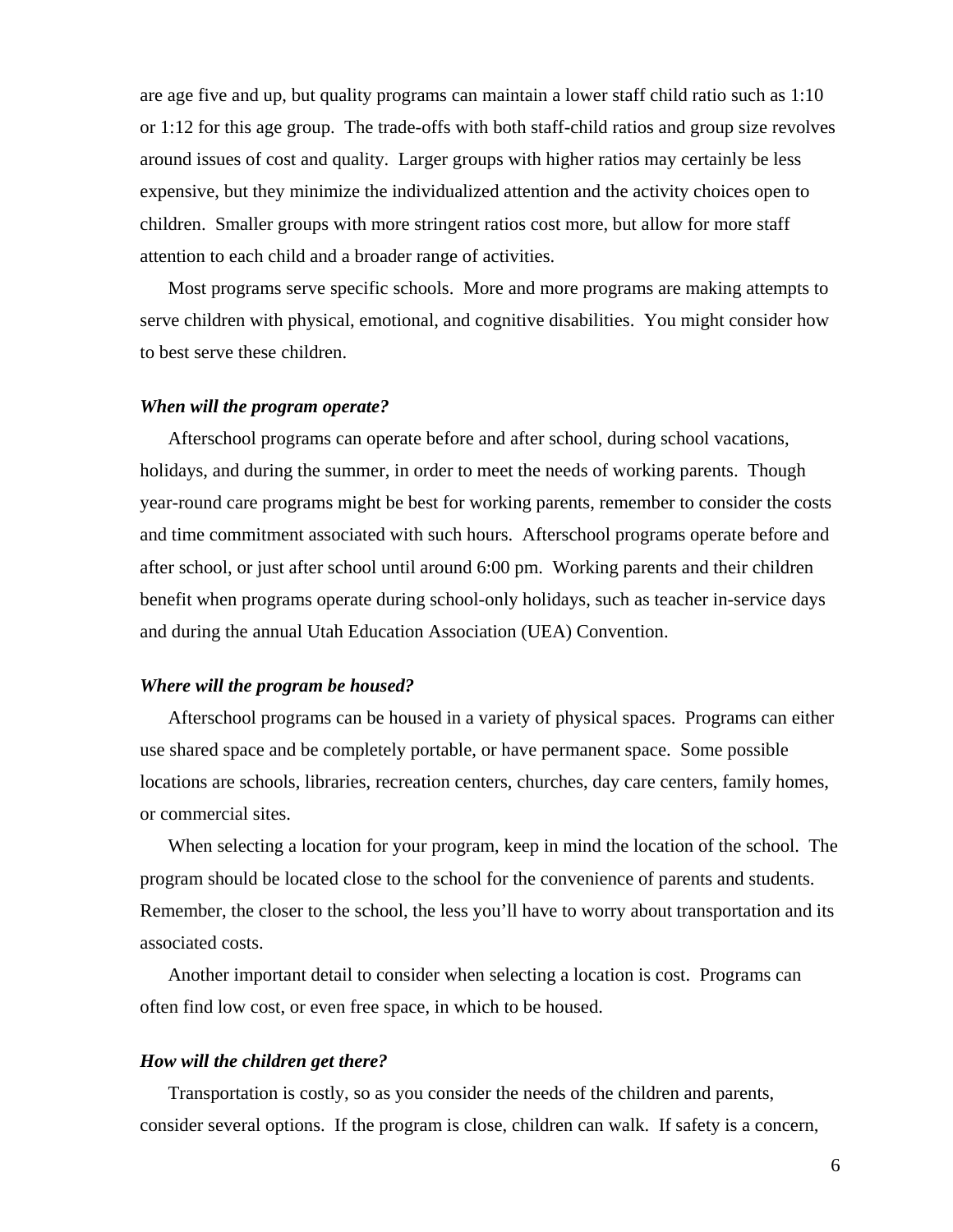are age five and up, but quality programs can maintain a lower staff child ratio such as 1:10 or 1:12 for this age group. The trade-offs with both staff-child ratios and group size revolves around issues of cost and quality. Larger groups with higher ratios may certainly be less expensive, but they minimize the individualized attention and the activity choices open to children. Smaller groups with more stringent ratios cost more, but allow for more staff attention to each child and a broader range of activities.

Most programs serve specific schools. More and more programs are making attempts to serve children with physical, emotional, and cognitive disabilities. You might consider how to best serve these children.

***When will the program operate?***

Afterschool programs can operate before and after school, during school vacations, holidays, and during the summer, in order to meet the needs of working parents. Though year-round care programs might be best for working parents, remember to consider the costs and time commitment associated with such hours. Afterschool programs operate before and after school, or just after school until around 6:00 pm. Working parents and their children benefit when programs operate during school-only holidays, such as teacher in-service days and during the annual Utah Education Association (UEA) Convention.

***Where will the program be housed?***

Afterschool programs can be housed in a variety of physical spaces. Programs can either use shared space and be completely portable, or have permanent space. Some possible locations are schools, libraries, recreation centers, churches, day care centers, family homes, or commercial sites.

When selecting a location for your program, keep in mind the location of the school. The program should be located close to the school for the convenience of parents and students. Remember, the closer to the school, the less you'll have to worry about transportation and its associated costs.

Another important detail to consider when selecting a location is cost. Programs can often find low cost, or even free space, in which to be housed.

***How will the children get there?***

Transportation is costly, so as you consider the needs of the children and parents, consider several options. If the program is close, children can walk. If safety is a concern,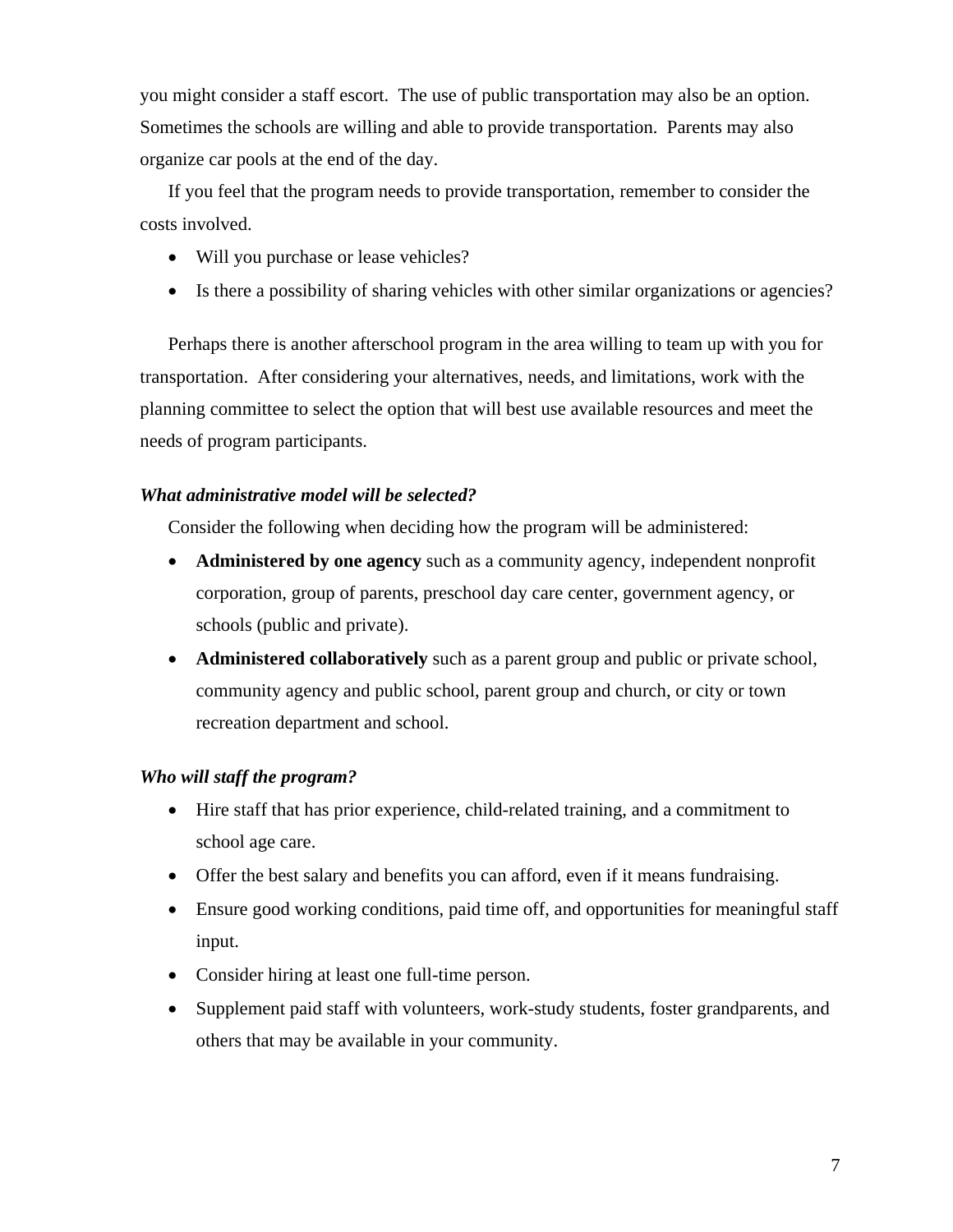you might consider a staff escort. The use of public transportation may also be an option. Sometimes the schools are willing and able to provide transportation. Parents may also organize car pools at the end of the day.

If you feel that the program needs to provide transportation, remember to consider the costs involved.

- Will you purchase or lease vehicles?
- Is there a possibility of sharing vehicles with other similar organizations or agencies?

Perhaps there is another afterschool program in the area willing to team up with you for transportation. After considering your alternatives, needs, and limitations, work with the planning committee to select the option that will best use available resources and meet the needs of program participants.

***What administrative model will be selected?***

Consider the following when deciding how the program will be administered:

- **Administered by one agency** such as a community agency, independent nonprofit corporation, group of parents, preschool day care center, government agency, or schools (public and private).
- **Administered collaboratively** such as a parent group and public or private school, community agency and public school, parent group and church, or city or town recreation department and school.

***Who will staff the program?***

- Hire staff that has prior experience, child-related training, and a commitment to school age care.
- Offer the best salary and benefits you can afford, even if it means fundraising.
- Ensure good working conditions, paid time off, and opportunities for meaningful staff input.
- Consider hiring at least one full-time person.
- Supplement paid staff with volunteers, work-study students, foster grandparents, and others that may be available in your community.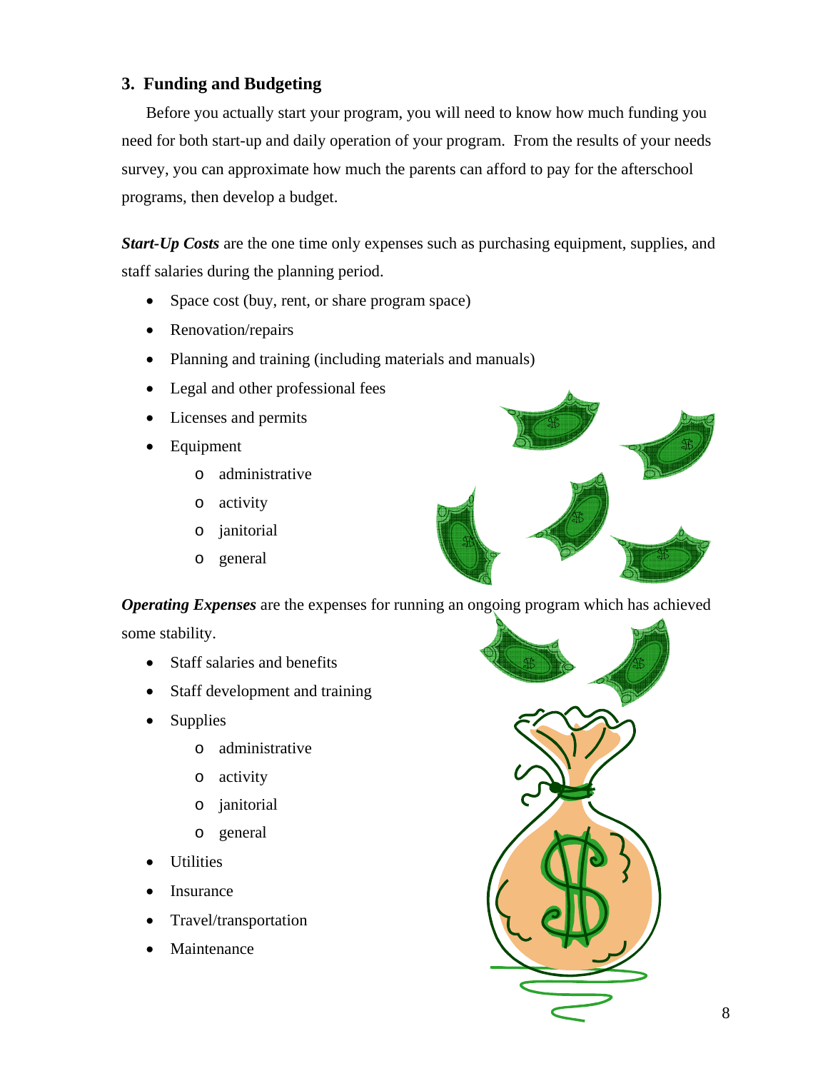## 3. Funding and Budgeting

Before you actually start your program, you will need to know how much funding you need for both start-up and daily operation of your program. From the results of your needs survey, you can approximate how much the parents can afford to pay for the afterschool programs, then develop a budget.

***Start-Up Costs*** are the one time only expenses such as purchasing equipment, supplies, and staff salaries during the planning period.

- Space cost (buy, rent, or share program space)
- Renovation/repairs
- Planning and training (including materials and manuals)
- Legal and other professional fees
- Licenses and permits
- Equipment
    - administrative
    - activity
    - janitorial
    - general

***Operating Expenses*** are the expenses for running an ongoing program which has achieved some stability.

- Staff salaries and benefits
- Staff development and training
- Supplies
    - administrative
    - activity
    - janitorial
    - general
- Utilities
- Insurance
- Travel/transportation
- Maintenance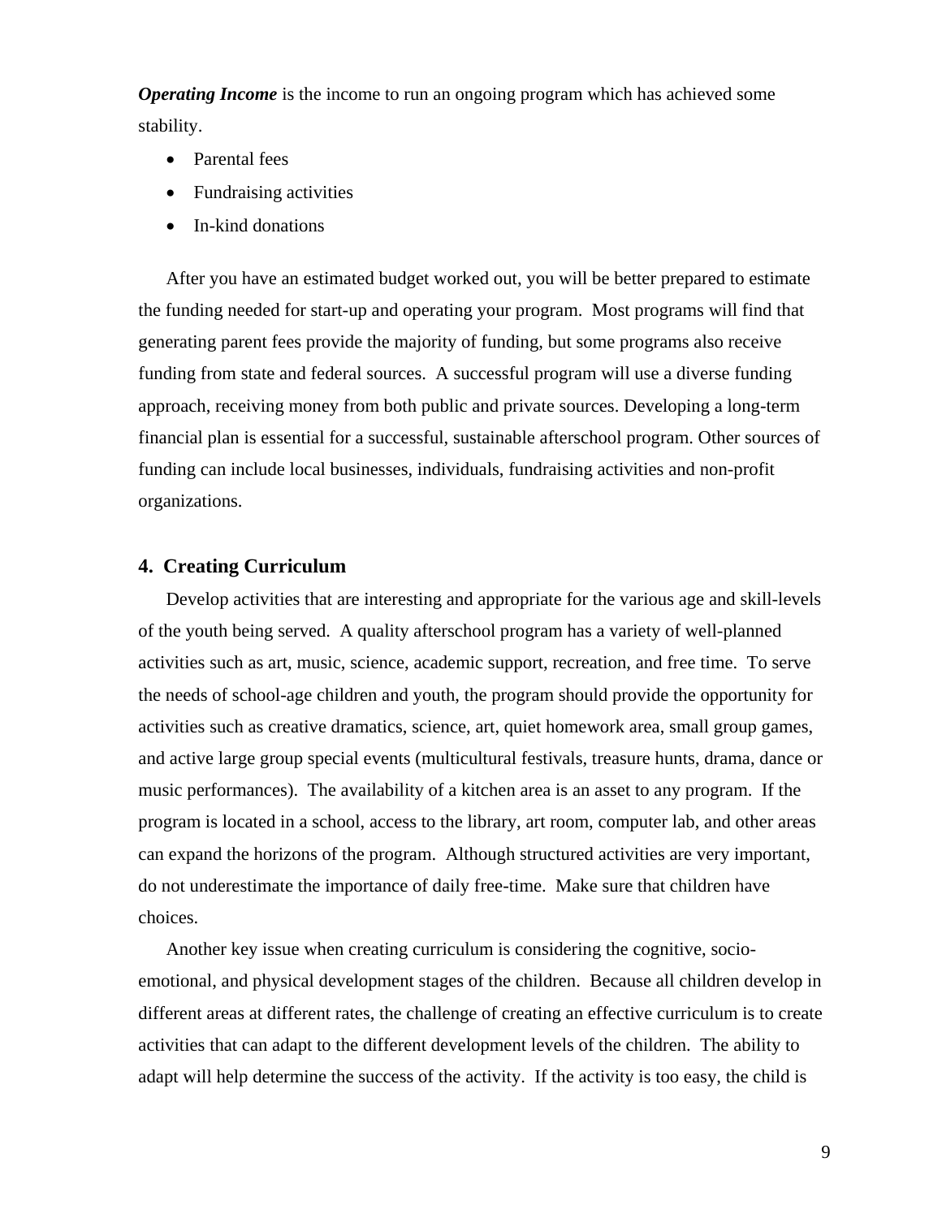***Operating Income*** is the income to run an ongoing program which has achieved some stability.

- Parental fees
- Fundraising activities
- In-kind donations

After you have an estimated budget worked out, you will be better prepared to estimate the funding needed for start-up and operating your program. Most programs will find that generating parent fees provide the majority of funding, but some programs also receive funding from state and federal sources. A successful program will use a diverse funding approach, receiving money from both public and private sources. Developing a long-term financial plan is essential for a successful, sustainable afterschool program. Other sources of funding can include local businesses, individuals, fundraising activities and non-profit organizations.

### 4. Creating Curriculum

Develop activities that are interesting and appropriate for the various age and skill-levels of the youth being served. A quality afterschool program has a variety of well-planned activities such as art, music, science, academic support, recreation, and free time. To serve the needs of school-age children and youth, the program should provide the opportunity for activities such as creative dramatics, science, art, quiet homework area, small group games, and active large group special events (multicultural festivals, treasure hunts, drama, dance or music performances). The availability of a kitchen area is an asset to any program. If the program is located in a school, access to the library, art room, computer lab, and other areas can expand the horizons of the program. Although structured activities are very important, do not underestimate the importance of daily free-time. Make sure that children have choices.

Another key issue when creating curriculum is considering the cognitive, socio-emotional, and physical development stages of the children. Because all children develop in different areas at different rates, the challenge of creating an effective curriculum is to create activities that can adapt to the different development levels of the children. The ability to adapt will help determine the success of the activity. If the activity is too easy, the child is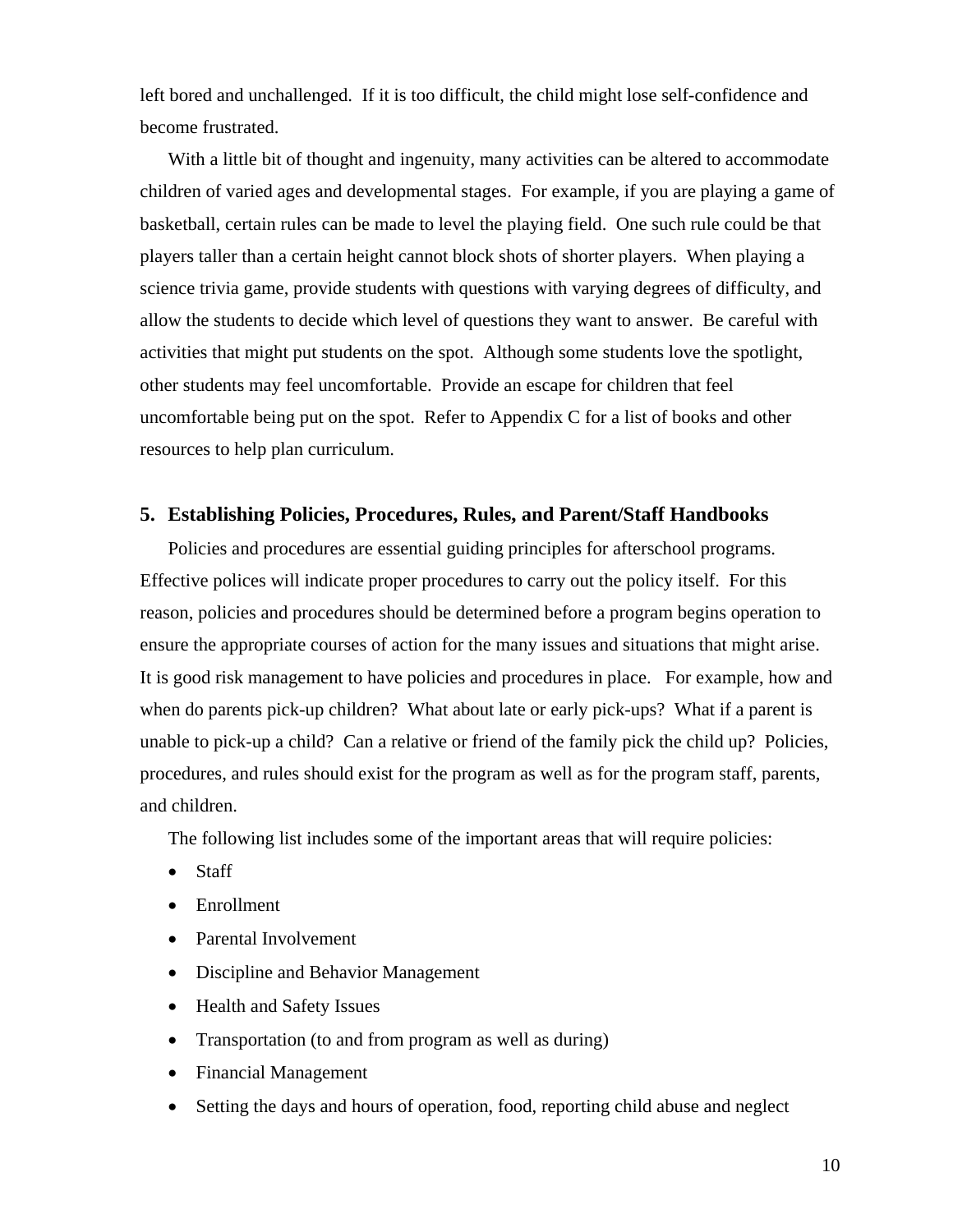left bored and unchallenged. If it is too difficult, the child might lose self-confidence and become frustrated.

With a little bit of thought and ingenuity, many activities can be altered to accommodate children of varied ages and developmental stages. For example, if you are playing a game of basketball, certain rules can be made to level the playing field. One such rule could be that players taller than a certain height cannot block shots of shorter players. When playing a science trivia game, provide students with questions with varying degrees of difficulty, and allow the students to decide which level of questions they want to answer. Be careful with activities that might put students on the spot. Although some students love the spotlight, other students may feel uncomfortable. Provide an escape for children that feel uncomfortable being put on the spot. Refer to Appendix C for a list of books and other resources to help plan curriculum.

### 5. Establishing Policies, Procedures, Rules, and Parent/Staff Handbooks

Policies and procedures are essential guiding principles for afterschool programs. Effective polices will indicate proper procedures to carry out the policy itself. For this reason, policies and procedures should be determined before a program begins operation to ensure the appropriate courses of action for the many issues and situations that might arise. It is good risk management to have policies and procedures in place. For example, how and when do parents pick-up children? What about late or early pick-ups? What if a parent is unable to pick-up a child? Can a relative or friend of the family pick the child up? Policies, procedures, and rules should exist for the program as well as for the program staff, parents, and children.

The following list includes some of the important areas that will require policies:

- Staff
- Enrollment
- Parental Involvement
- Discipline and Behavior Management
- Health and Safety Issues
- Transportation (to and from program as well as during)
- Financial Management
- Setting the days and hours of operation, food, reporting child abuse and neglect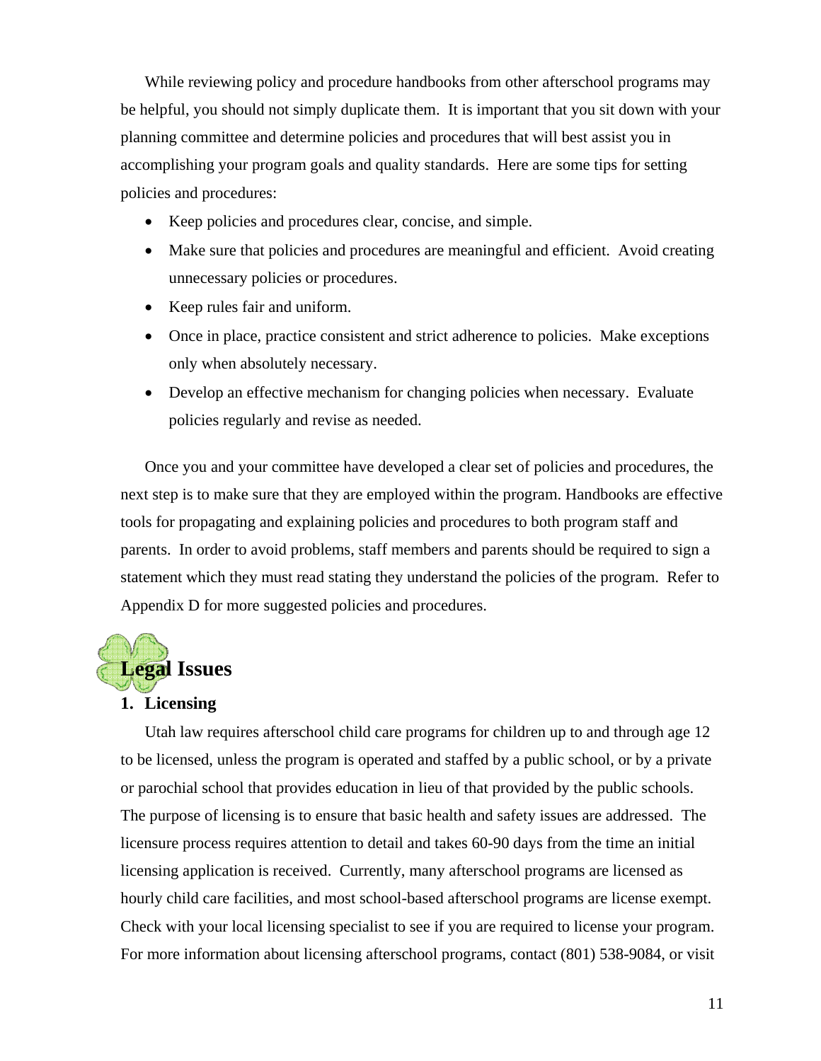While reviewing policy and procedure handbooks from other afterschool programs may be helpful, you should not simply duplicate them. It is important that you sit down with your planning committee and determine policies and procedures that will best assist you in accomplishing your program goals and quality standards. Here are some tips for setting policies and procedures:

- Keep policies and procedures clear, concise, and simple.
- Make sure that policies and procedures are meaningful and efficient. Avoid creating unnecessary policies or procedures.
- Keep rules fair and uniform.
- Once in place, practice consistent and strict adherence to policies. Make exceptions only when absolutely necessary.
- Develop an effective mechanism for changing policies when necessary. Evaluate policies regularly and revise as needed.

Once you and your committee have developed a clear set of policies and procedures, the next step is to make sure that they are employed within the program. Handbooks are effective tools for propagating and explaining policies and procedures to both program staff and parents. In order to avoid problems, staff members and parents should be required to sign a statement which they must read stating they understand the policies of the program. Refer to Appendix D for more suggested policies and procedures.

## Legal Issues

### 1. Licensing

Utah law requires afterschool child care programs for children up to and through age 12 to be licensed, unless the program is operated and staffed by a public school, or by a private or parochial school that provides education in lieu of that provided by the public schools. The purpose of licensing is to ensure that basic health and safety issues are addressed. The licensure process requires attention to detail and takes 60-90 days from the time an initial licensing application is received. Currently, many afterschool programs are licensed as hourly child care facilities, and most school-based afterschool programs are license exempt. Check with your local licensing specialist to see if you are required to license your program. For more information about licensing afterschool programs, contact (801) 538-9084, or visit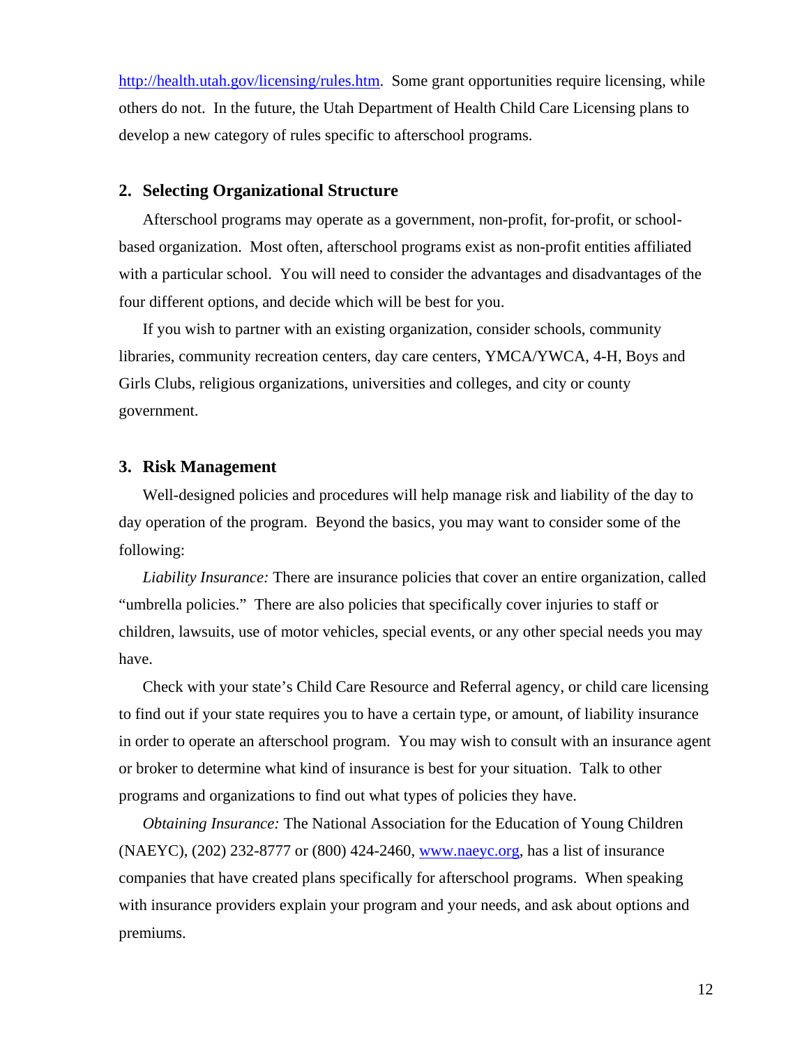http://health.utah.gov/licensing/rules.htm. Some grant opportunities require licensing, while others do not. In the future, the Utah Department of Health Child Care Licensing plans to develop a new category of rules specific to afterschool programs.

### 2. Selecting Organizational Structure

Afterschool programs may operate as a government, non-profit, for-profit, or school-based organization. Most often, afterschool programs exist as non-profit entities affiliated with a particular school. You will need to consider the advantages and disadvantages of the four different options, and decide which will be best for you.

If you wish to partner with an existing organization, consider schools, community libraries, community recreation centers, day care centers, YMCA/YWCA, 4-H, Boys and Girls Clubs, religious organizations, universities and colleges, and city or county government.

### 3. Risk Management

Well-designed policies and procedures will help manage risk and liability of the day to day operation of the program. Beyond the basics, you may want to consider some of the following:

*Liability Insurance:* There are insurance policies that cover an entire organization, called "umbrella policies." There are also policies that specifically cover injuries to staff or children, lawsuits, use of motor vehicles, special events, or any other special needs you may have.

Check with your state's Child Care Resource and Referral agency, or child care licensing to find out if your state requires you to have a certain type, or amount, of liability insurance in order to operate an afterschool program. You may wish to consult with an insurance agent or broker to determine what kind of insurance is best for your situation. Talk to other programs and organizations to find out what types of policies they have.

*Obtaining Insurance:* The National Association for the Education of Young Children (NAEYC), (202) 232-8777 or (800) 424-2460, www.naeyc.org, has a list of insurance companies that have created plans specifically for afterschool programs. When speaking with insurance providers explain your program and your needs, and ask about options and premiums.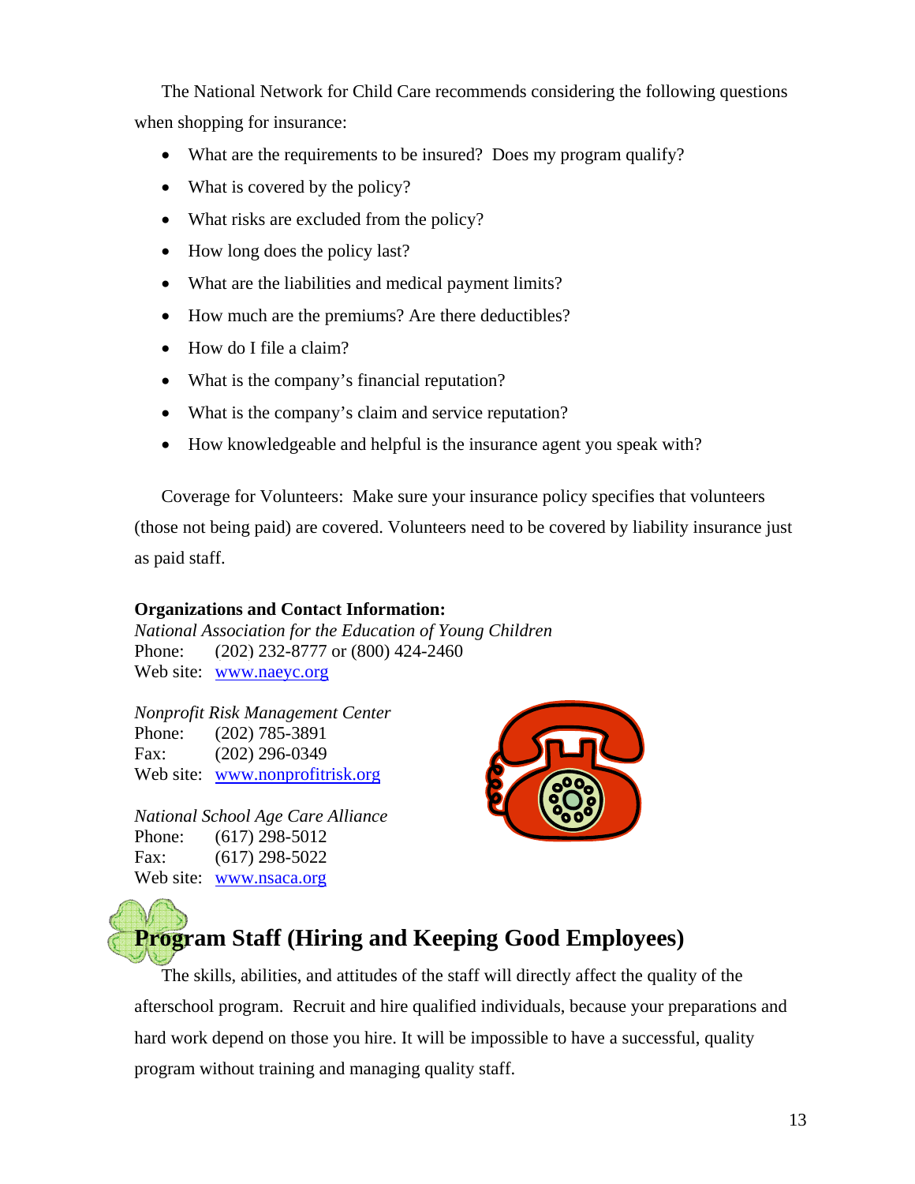The National Network for Child Care recommends considering the following questions when shopping for insurance:

- What are the requirements to be insured? Does my program qualify?
- What is covered by the policy?
- What risks are excluded from the policy?
- How long does the policy last?
- What are the liabilities and medical payment limits?
- How much are the premiums? Are there deductibles?
- How do I file a claim?
- What is the company's financial reputation?
- What is the company's claim and service reputation?
- How knowledgeable and helpful is the insurance agent you speak with?

Coverage for Volunteers: Make sure your insurance policy specifies that volunteers (those not being paid) are covered. Volunteers need to be covered by liability insurance just as paid staff.

**Organizations and Contact Information:**

*National Association for the Education of Young Children*
Phone: (202) 232-8777 or (800) 424-2460
Web site: www.naeyc.org

*Nonprofit Risk Management Center*
Phone: (202) 785-3891
Fax: (202) 296-0349
Web site: www.nonprofitrisk.org

*National School Age Care Alliance*
Phone: (617) 298-5012
Fax: (617) 298-5022
Web site: www.nsaca.org

## Program Staff (Hiring and Keeping Good Employees)

The skills, abilities, and attitudes of the staff will directly affect the quality of the afterschool program. Recruit and hire qualified individuals, because your preparations and hard work depend on those you hire. It will be impossible to have a successful, quality program without training and managing quality staff.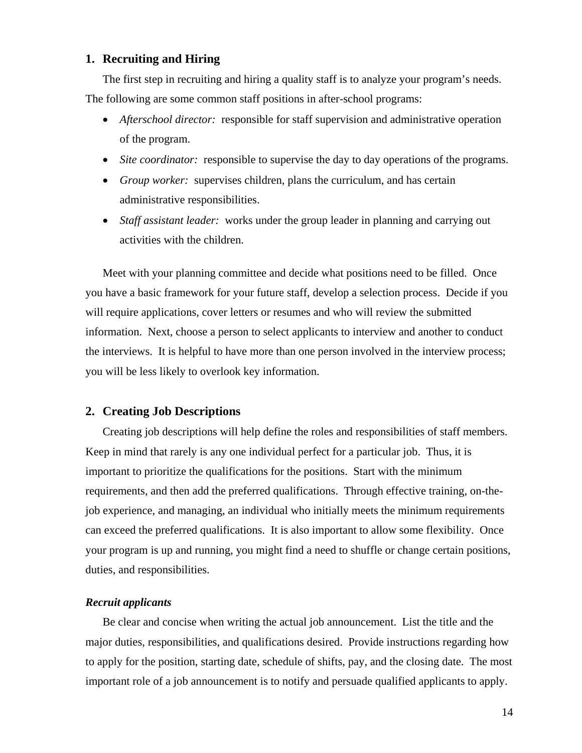## 1. Recruiting and Hiring

The first step in recruiting and hiring a quality staff is to analyze your program's needs. The following are some common staff positions in after-school programs:

- *Afterschool director:* responsible for staff supervision and administrative operation of the program.
- *Site coordinator:* responsible to supervise the day to day operations of the programs.
- *Group worker:* supervises children, plans the curriculum, and has certain administrative responsibilities.
- *Staff assistant leader:* works under the group leader in planning and carrying out activities with the children.

Meet with your planning committee and decide what positions need to be filled. Once you have a basic framework for your future staff, develop a selection process. Decide if you will require applications, cover letters or resumes and who will review the submitted information. Next, choose a person to select applicants to interview and another to conduct the interviews. It is helpful to have more than one person involved in the interview process; you will be less likely to overlook key information.

## 2. Creating Job Descriptions

Creating job descriptions will help define the roles and responsibilities of staff members. Keep in mind that rarely is any one individual perfect for a particular job. Thus, it is important to prioritize the qualifications for the positions. Start with the minimum requirements, and then add the preferred qualifications. Through effective training, on-the-job experience, and managing, an individual who initially meets the minimum requirements can exceed the preferred qualifications. It is also important to allow some flexibility. Once your program is up and running, you might find a need to shuffle or change certain positions, duties, and responsibilities.

### *Recruit applicants*

Be clear and concise when writing the actual job announcement. List the title and the major duties, responsibilities, and qualifications desired. Provide instructions regarding how to apply for the position, starting date, schedule of shifts, pay, and the closing date. The most important role of a job announcement is to notify and persuade qualified applicants to apply.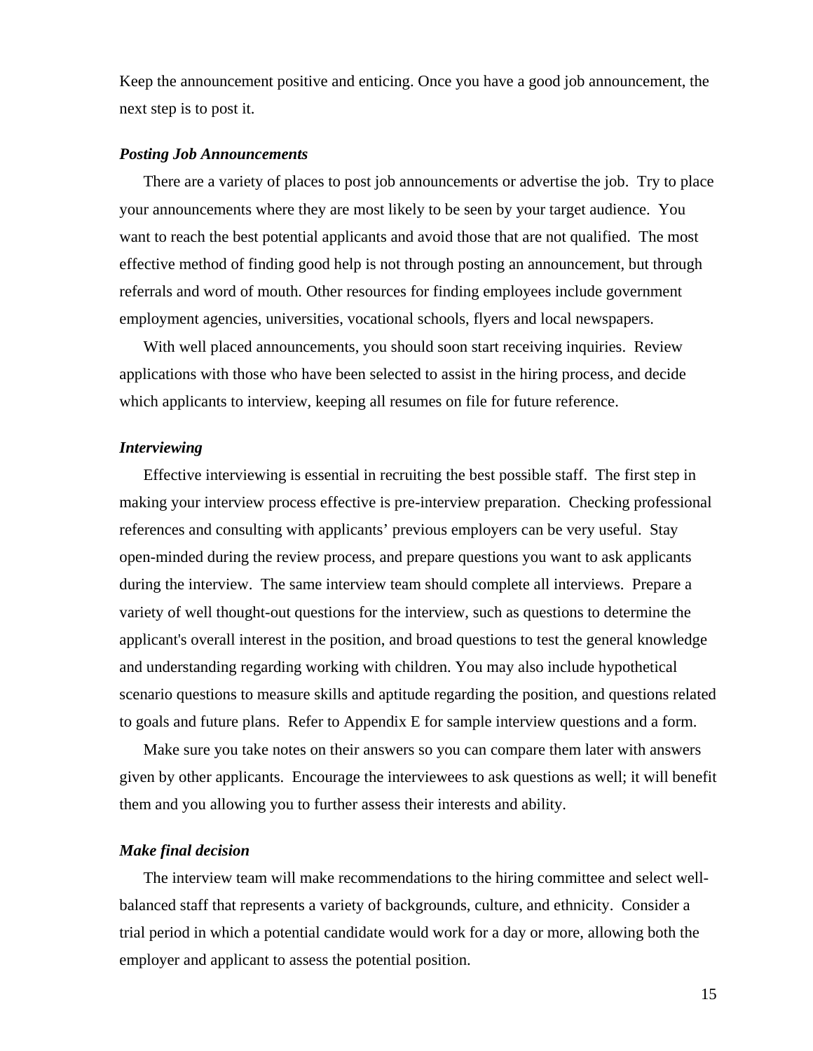Keep the announcement positive and enticing. Once you have a good job announcement, the next step is to post it.

### *Posting Job Announcements*

There are a variety of places to post job announcements or advertise the job. Try to place your announcements where they are most likely to be seen by your target audience. You want to reach the best potential applicants and avoid those that are not qualified. The most effective method of finding good help is not through posting an announcement, but through referrals and word of mouth. Other resources for finding employees include government employment agencies, universities, vocational schools, flyers and local newspapers.

With well placed announcements, you should soon start receiving inquiries. Review applications with those who have been selected to assist in the hiring process, and decide which applicants to interview, keeping all resumes on file for future reference.

### *Interviewing*

Effective interviewing is essential in recruiting the best possible staff. The first step in making your interview process effective is pre-interview preparation. Checking professional references and consulting with applicants' previous employers can be very useful. Stay open-minded during the review process, and prepare questions you want to ask applicants during the interview. The same interview team should complete all interviews. Prepare a variety of well thought-out questions for the interview, such as questions to determine the applicant's overall interest in the position, and broad questions to test the general knowledge and understanding regarding working with children. You may also include hypothetical scenario questions to measure skills and aptitude regarding the position, and questions related to goals and future plans. Refer to Appendix E for sample interview questions and a form.

Make sure you take notes on their answers so you can compare them later with answers given by other applicants. Encourage the interviewees to ask questions as well; it will benefit them and you allowing you to further assess their interests and ability.

### *Make final decision*

The interview team will make recommendations to the hiring committee and select well-balanced staff that represents a variety of backgrounds, culture, and ethnicity. Consider a trial period in which a potential candidate would work for a day or more, allowing both the employer and applicant to assess the potential position.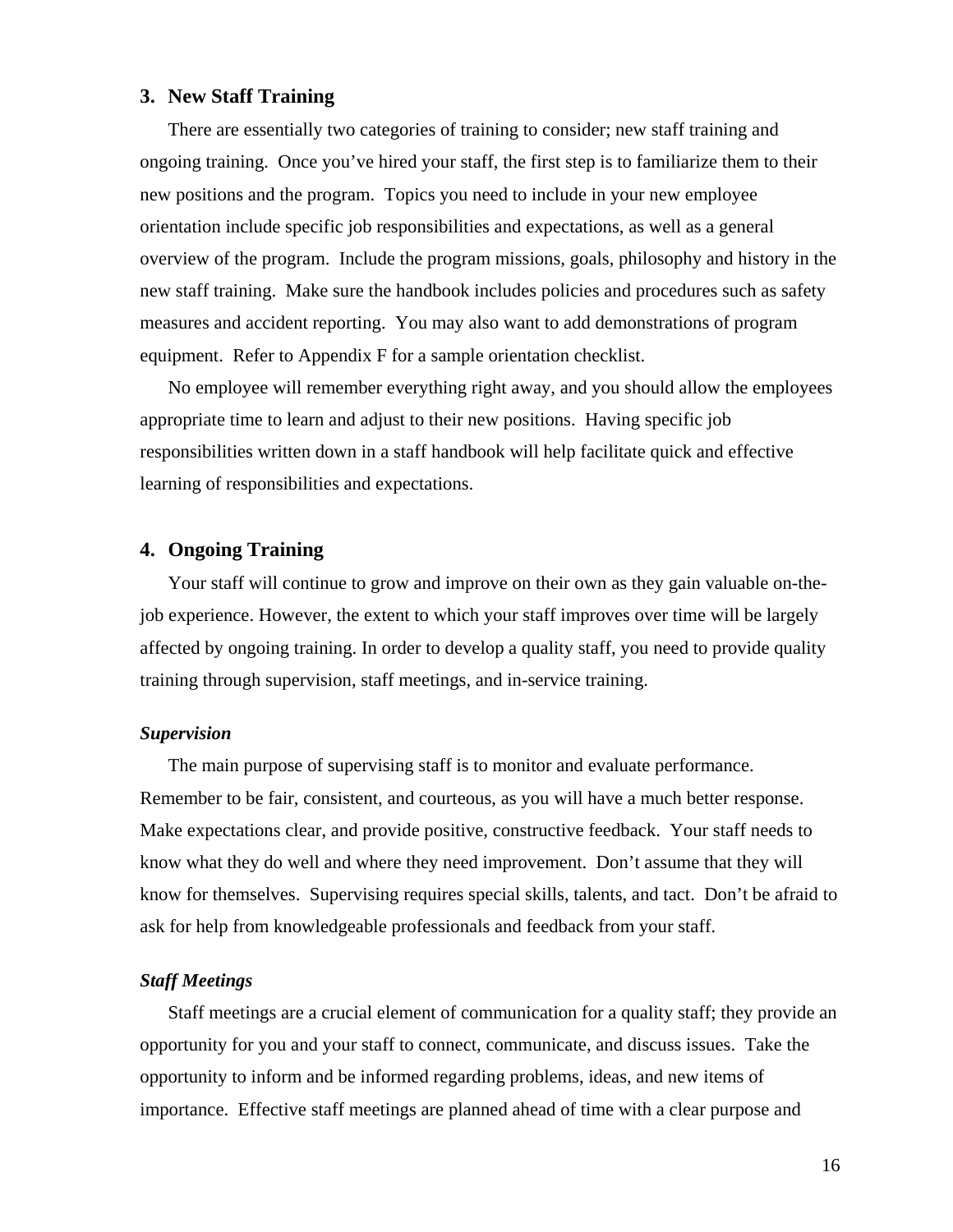## 3. New Staff Training

There are essentially two categories of training to consider; new staff training and ongoing training. Once you've hired your staff, the first step is to familiarize them to their new positions and the program. Topics you need to include in your new employee orientation include specific job responsibilities and expectations, as well as a general overview of the program. Include the program missions, goals, philosophy and history in the new staff training. Make sure the handbook includes policies and procedures such as safety measures and accident reporting. You may also want to add demonstrations of program equipment. Refer to Appendix F for a sample orientation checklist.

No employee will remember everything right away, and you should allow the employees appropriate time to learn and adjust to their new positions. Having specific job responsibilities written down in a staff handbook will help facilitate quick and effective learning of responsibilities and expectations.

## 4. Ongoing Training

Your staff will continue to grow and improve on their own as they gain valuable on-the-job experience. However, the extent to which your staff improves over time will be largely affected by ongoing training. In order to develop a quality staff, you need to provide quality training through supervision, staff meetings, and in-service training.

***Supervision***

The main purpose of supervising staff is to monitor and evaluate performance. Remember to be fair, consistent, and courteous, as you will have a much better response. Make expectations clear, and provide positive, constructive feedback. Your staff needs to know what they do well and where they need improvement. Don't assume that they will know for themselves. Supervising requires special skills, talents, and tact. Don't be afraid to ask for help from knowledgeable professionals and feedback from your staff.

***Staff Meetings***

Staff meetings are a crucial element of communication for a quality staff; they provide an opportunity for you and your staff to connect, communicate, and discuss issues. Take the opportunity to inform and be informed regarding problems, ideas, and new items of importance. Effective staff meetings are planned ahead of time with a clear purpose and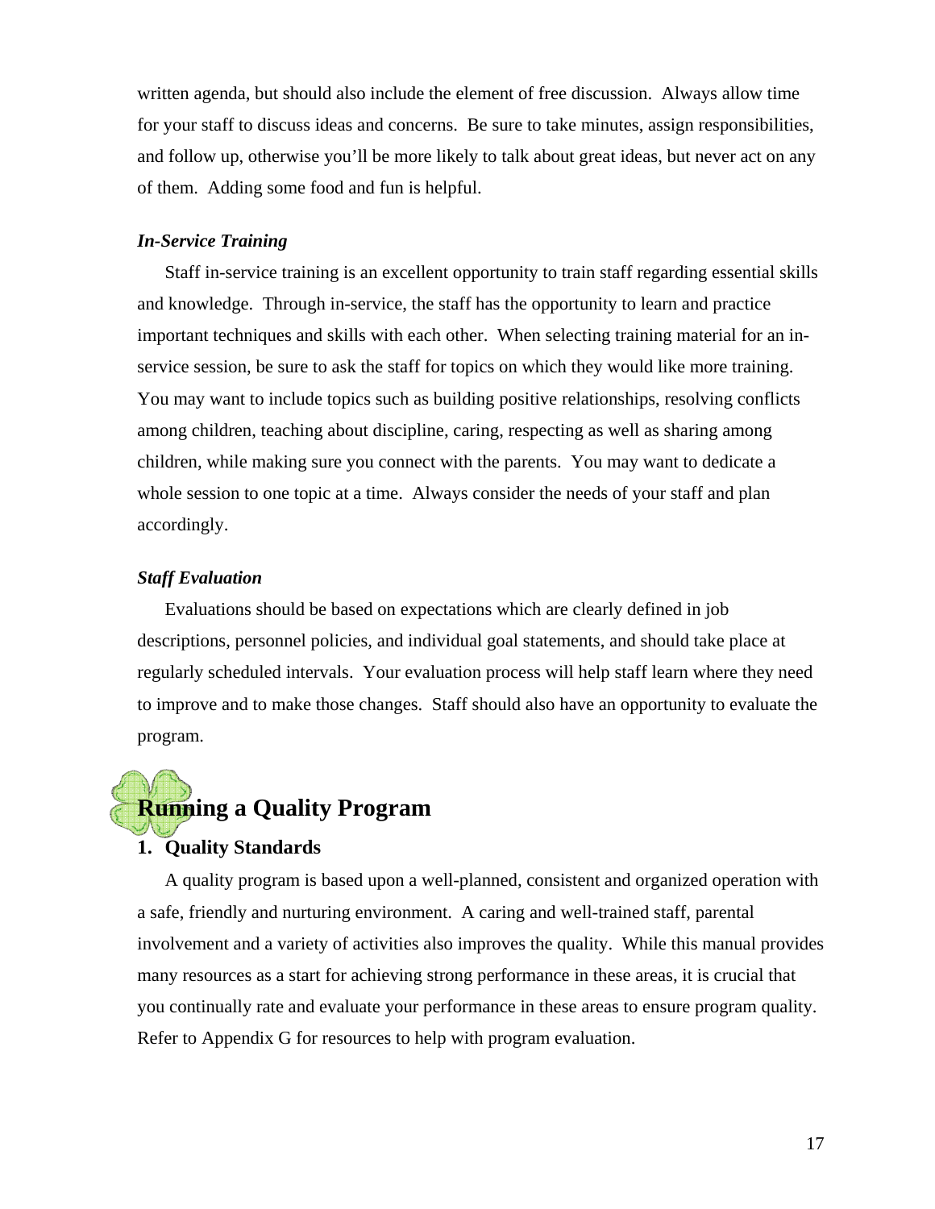written agenda, but should also include the element of free discussion. Always allow time for your staff to discuss ideas and concerns. Be sure to take minutes, assign responsibilities, and follow up, otherwise you'll be more likely to talk about great ideas, but never act on any of them. Adding some food and fun is helpful.

***In-Service Training***

Staff in-service training is an excellent opportunity to train staff regarding essential skills and knowledge. Through in-service, the staff has the opportunity to learn and practice important techniques and skills with each other. When selecting training material for an in-service session, be sure to ask the staff for topics on which they would like more training. You may want to include topics such as building positive relationships, resolving conflicts among children, teaching about discipline, caring, respecting as well as sharing among children, while making sure you connect with the parents. You may want to dedicate a whole session to one topic at a time. Always consider the needs of your staff and plan accordingly.

***Staff Evaluation***

Evaluations should be based on expectations which are clearly defined in job descriptions, personnel policies, and individual goal statements, and should take place at regularly scheduled intervals. Your evaluation process will help staff learn where they need to improve and to make those changes. Staff should also have an opportunity to evaluate the program.

# Running a Quality Program

## 1. Quality Standards

A quality program is based upon a well-planned, consistent and organized operation with a safe, friendly and nurturing environment. A caring and well-trained staff, parental involvement and a variety of activities also improves the quality. While this manual provides many resources as a start for achieving strong performance in these areas, it is crucial that you continually rate and evaluate your performance in these areas to ensure program quality. Refer to Appendix G for resources to help with program evaluation.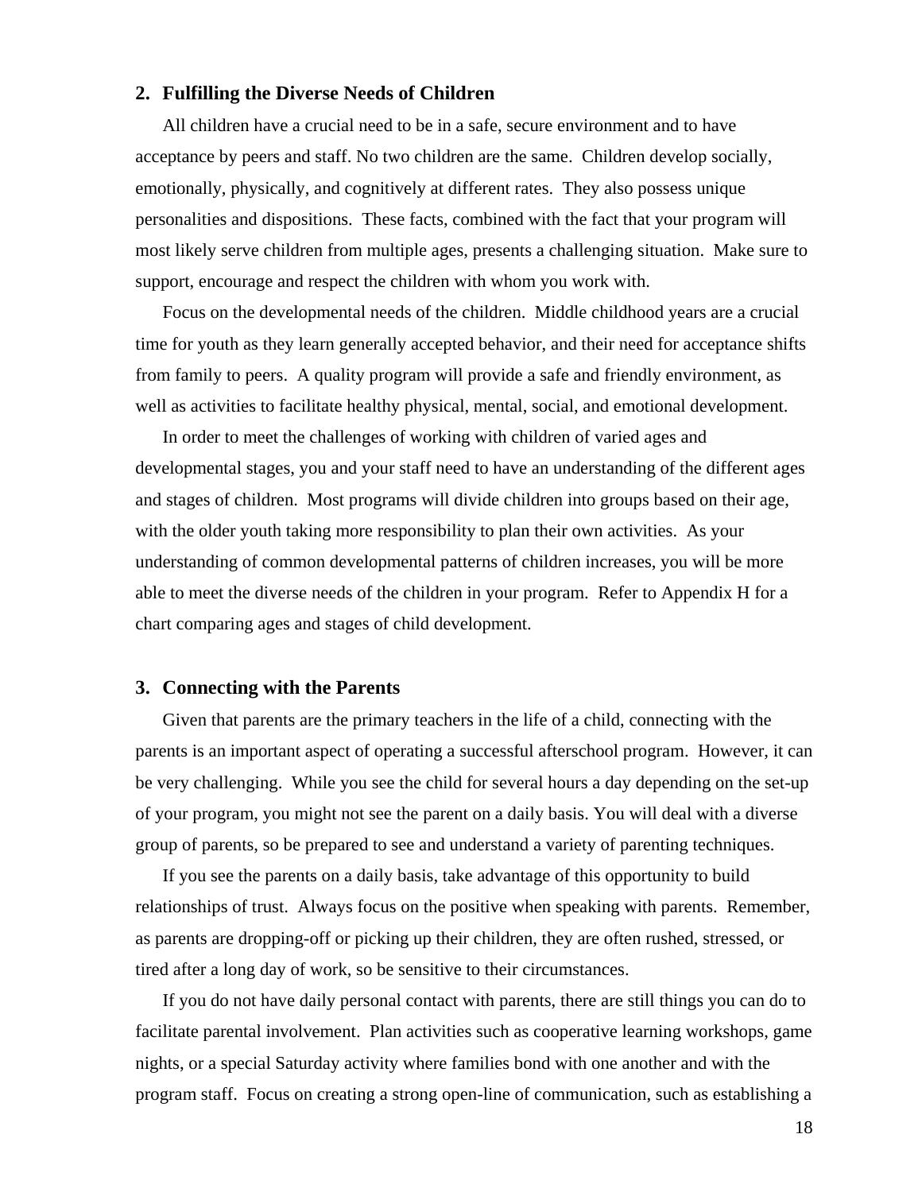## 2. Fulfilling the Diverse Needs of Children

All children have a crucial need to be in a safe, secure environment and to have acceptance by peers and staff. No two children are the same. Children develop socially, emotionally, physically, and cognitively at different rates. They also possess unique personalities and dispositions. These facts, combined with the fact that your program will most likely serve children from multiple ages, presents a challenging situation. Make sure to support, encourage and respect the children with whom you work with.

Focus on the developmental needs of the children. Middle childhood years are a crucial time for youth as they learn generally accepted behavior, and their need for acceptance shifts from family to peers. A quality program will provide a safe and friendly environment, as well as activities to facilitate healthy physical, mental, social, and emotional development.

In order to meet the challenges of working with children of varied ages and developmental stages, you and your staff need to have an understanding of the different ages and stages of children. Most programs will divide children into groups based on their age, with the older youth taking more responsibility to plan their own activities. As your understanding of common developmental patterns of children increases, you will be more able to meet the diverse needs of the children in your program. Refer to Appendix H for a chart comparing ages and stages of child development.

## 3. Connecting with the Parents

Given that parents are the primary teachers in the life of a child, connecting with the parents is an important aspect of operating a successful afterschool program. However, it can be very challenging. While you see the child for several hours a day depending on the set-up of your program, you might not see the parent on a daily basis. You will deal with a diverse group of parents, so be prepared to see and understand a variety of parenting techniques.

If you see the parents on a daily basis, take advantage of this opportunity to build relationships of trust. Always focus on the positive when speaking with parents. Remember, as parents are dropping-off or picking up their children, they are often rushed, stressed, or tired after a long day of work, so be sensitive to their circumstances.

If you do not have daily personal contact with parents, there are still things you can do to facilitate parental involvement. Plan activities such as cooperative learning workshops, game nights, or a special Saturday activity where families bond with one another and with the program staff. Focus on creating a strong open-line of communication, such as establishing a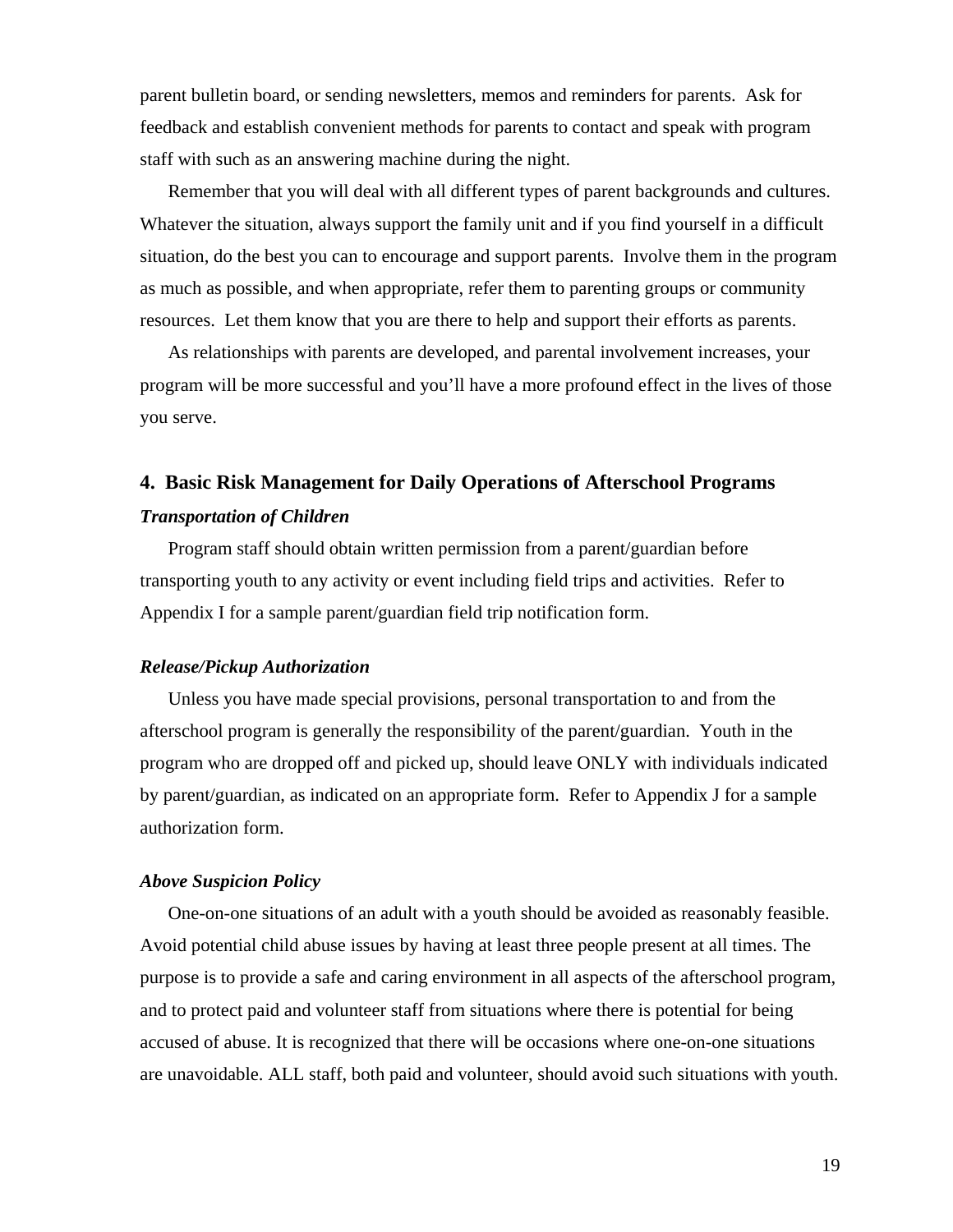parent bulletin board, or sending newsletters, memos and reminders for parents. Ask for feedback and establish convenient methods for parents to contact and speak with program staff with such as an answering machine during the night.

Remember that you will deal with all different types of parent backgrounds and cultures. Whatever the situation, always support the family unit and if you find yourself in a difficult situation, do the best you can to encourage and support parents. Involve them in the program as much as possible, and when appropriate, refer them to parenting groups or community resources. Let them know that you are there to help and support their efforts as parents.

As relationships with parents are developed, and parental involvement increases, your program will be more successful and you'll have a more profound effect in the lives of those you serve.

## 4. Basic Risk Management for Daily Operations of Afterschool Programs

***Transportation of Children***

Program staff should obtain written permission from a parent/guardian before transporting youth to any activity or event including field trips and activities. Refer to Appendix I for a sample parent/guardian field trip notification form.

***Release/Pickup Authorization***

Unless you have made special provisions, personal transportation to and from the afterschool program is generally the responsibility of the parent/guardian. Youth in the program who are dropped off and picked up, should leave ONLY with individuals indicated by parent/guardian, as indicated on an appropriate form. Refer to Appendix J for a sample authorization form.

***Above Suspicion Policy***

One-on-one situations of an adult with a youth should be avoided as reasonably feasible. Avoid potential child abuse issues by having at least three people present at all times. The purpose is to provide a safe and caring environment in all aspects of the afterschool program, and to protect paid and volunteer staff from situations where there is potential for being accused of abuse. It is recognized that there will be occasions where one-on-one situations are unavoidable. ALL staff, both paid and volunteer, should avoid such situations with youth.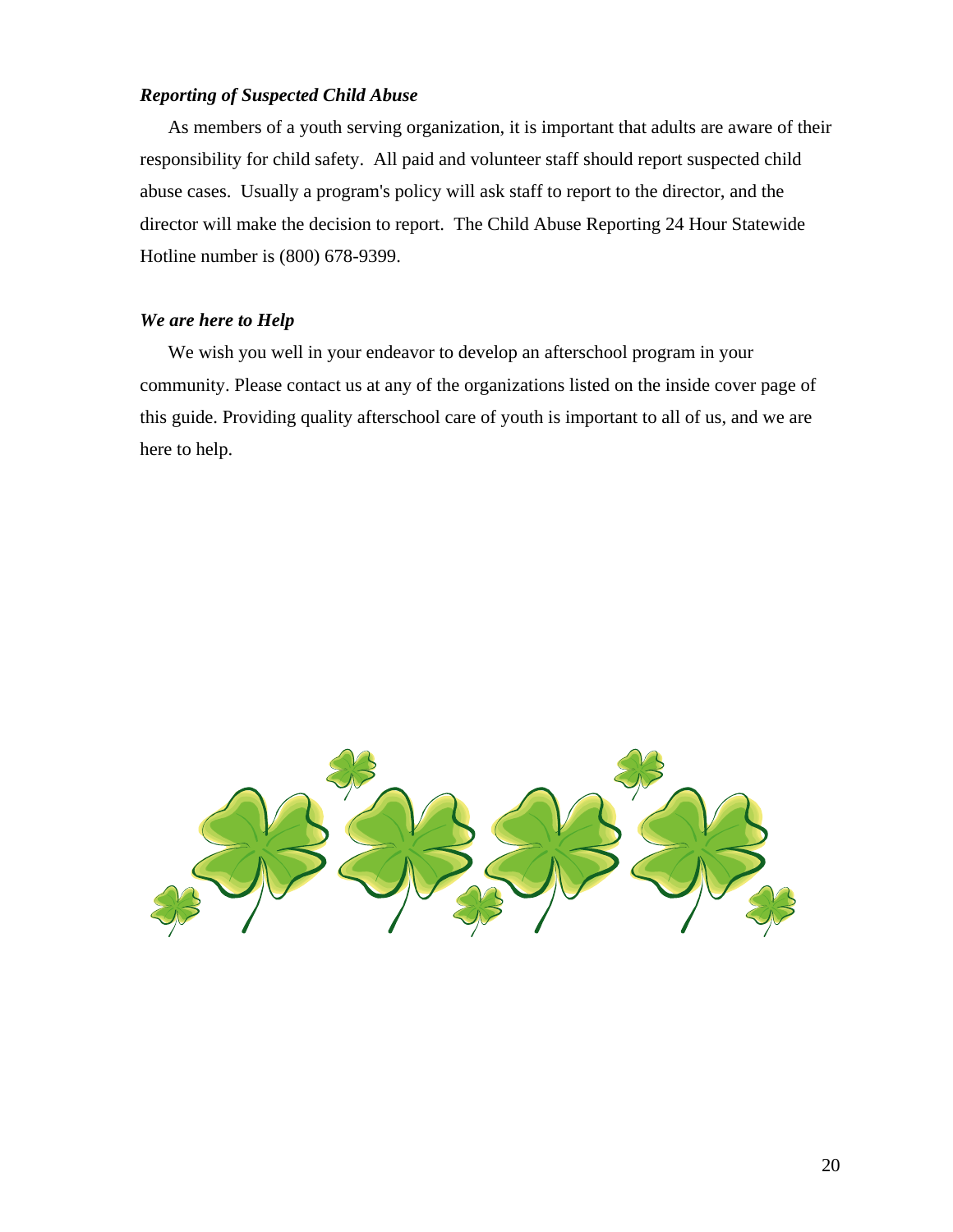### *Reporting of Suspected Child Abuse*

As members of a youth serving organization, it is important that adults are aware of their responsibility for child safety. All paid and volunteer staff should report suspected child abuse cases. Usually a program's policy will ask staff to report to the director, and the director will make the decision to report. The Child Abuse Reporting 24 Hour Statewide Hotline number is (800) 678-9399.

### *We are here to Help*

We wish you well in your endeavor to develop an afterschool program in your community. Please contact us at any of the organizations listed on the inside cover page of this guide. Providing quality afterschool care of youth is important to all of us, and we are here to help.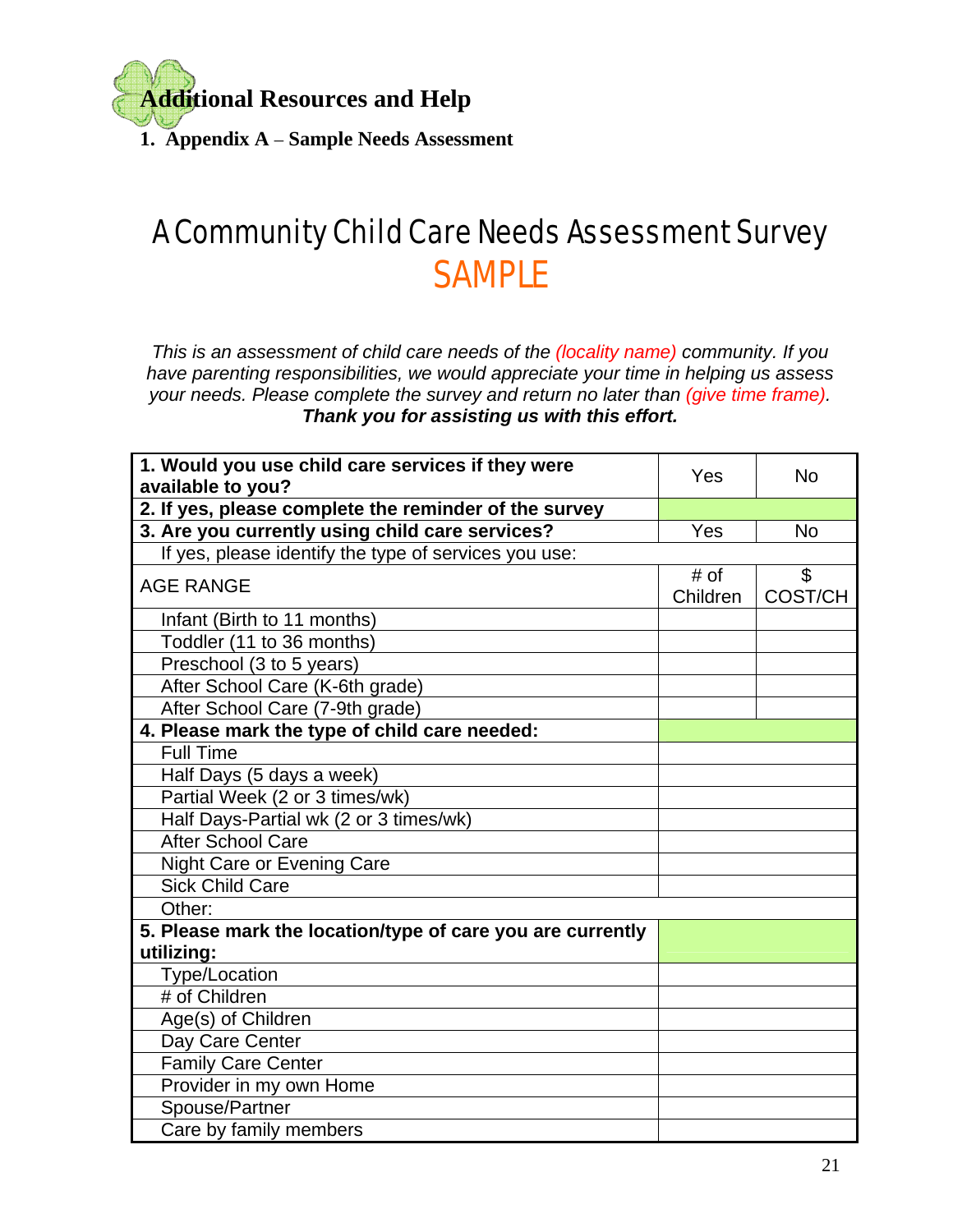## Additional Resources and Help

**1. Appendix A – Sample Needs Assessment**

# A Community Child Care Needs Assessment Survey

# SAMPLE

*This is an assessment of child care needs of the (locality name) community. If you have parenting responsibilities, we would appreciate your time in helping us assess your needs. Please complete the survey and return no later than (give time frame).*

***Thank you for assisting us with this effort.***

| **1. Would you use child care services if they were available to you?** | Yes | No |
|---|---|---|
| **2. If yes, please complete the reminder of the survey** | | |
| **3. Are you currently using child care services?** | Yes | No |
| If yes, please identify the type of services you use: | | |
| AGE RANGE | # of Children | $ COST/CH |
| Infant (Birth to 11 months) | | |
| Toddler (11 to 36 months) | | |
| Preschool (3 to 5 years) | | |
| After School Care (K-6th grade) | | |
| After School Care (7-9th grade) | | |
| **4. Please mark the type of child care needed:** | | |
| Full Time | | |
| Half Days (5 days a week) | | |
| Partial Week (2 or 3 times/wk) | | |
| Half Days-Partial wk (2 or 3 times/wk) | | |
| After School Care | | |
| Night Care or Evening Care | | |
| Sick Child Care | | |
| Other: | | |
| **5. Please mark the location/type of care you are currently utilizing:** | | |
| Type/Location | | |
| # of Children | | |
| Age(s) of Children | | |
| Day Care Center | | |
| Family Care Center | | |
| Provider in my own Home | | |
| Spouse/Partner | | |
| Care by family members | | |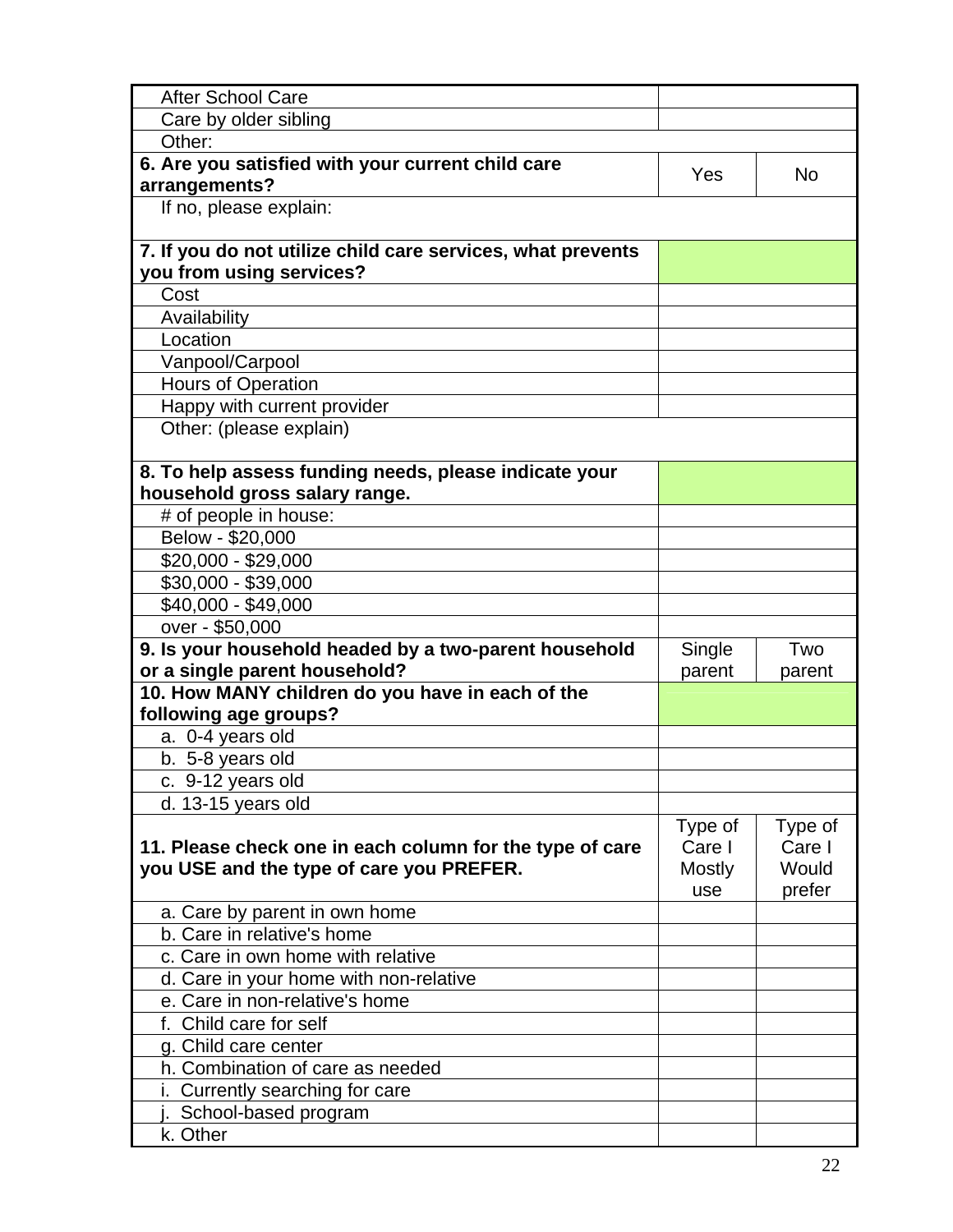| | | |
|---|---|---|
| After School Care | | |
| Care by older sibling | | |
| Other: | | |
| **6. Are you satisfied with your current child care arrangements?** | Yes | No |
| If no, please explain: | | |
| **7. If you do not utilize child care services, what prevents you from using services?** | | |
| Cost | | |
| Availability | | |
| Location | | |
| Vanpool/Carpool | | |
| Hours of Operation | | |
| Happy with current provider | | |
| Other: (please explain) | | |
| **8. To help assess funding needs, please indicate your household gross salary range.** | | |
| # of people in house: | | |
| Below - $20,000 | | |
| $20,000 - $29,000 | | |
| $30,000 - $39,000 | | |
| $40,000 - $49,000 | | |
| over - $50,000 | | |
| **9. Is your household headed by a two-parent household or a single parent household?** | Single parent | Two parent |
| **10. How MANY children do you have in each of the following age groups?** | | |
| a. 0-4 years old | | |
| b. 5-8 years old | | |
| c. 9-12 years old | | |
| d. 13-15 years old | | |
| **11. Please check one in each column for the type of care you USE and the type of care you PREFER.** | Type of Care I Mostly use | Type of Care I Would prefer |
| a. Care by parent in own home | | |
| b. Care in relative's home | | |
| c. Care in own home with relative | | |
| d. Care in your home with non-relative | | |
| e. Care in non-relative's home | | |
| f. Child care for self | | |
| g. Child care center | | |
| h. Combination of care as needed | | |
| i. Currently searching for care | | |
| j. School-based program | | |
| k. Other | | |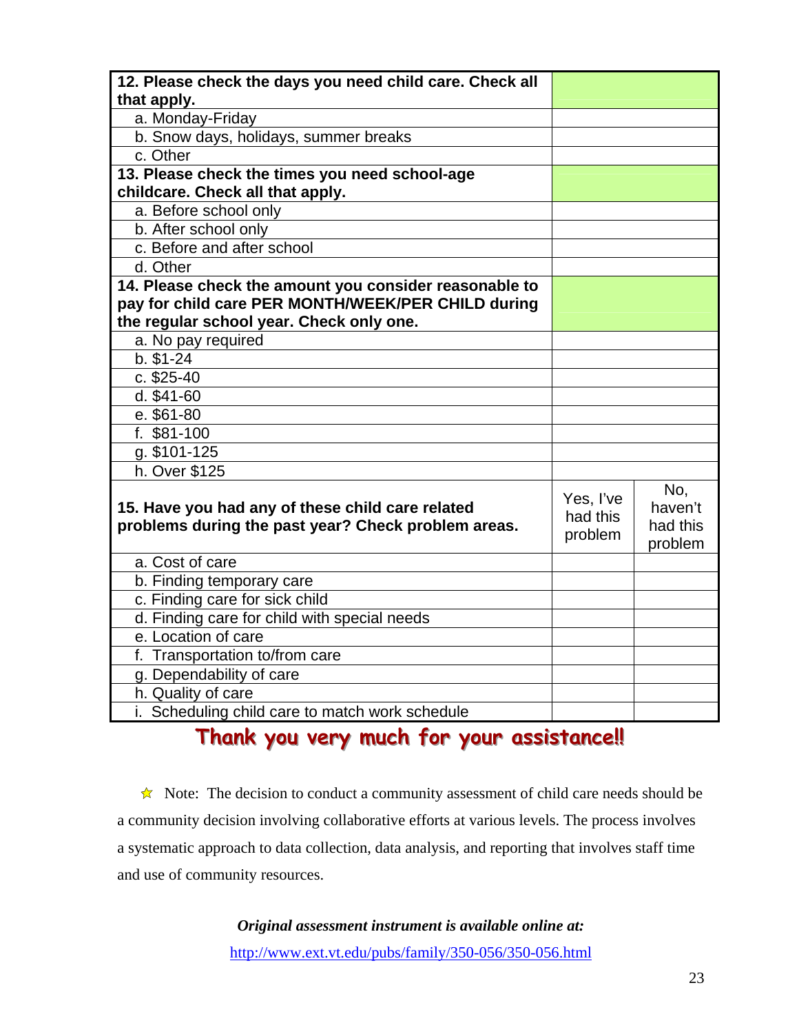| 12. Please check the days you need child care. Check all that apply. | |
|---|---|
| a. Monday-Friday | |
| b. Snow days, holidays, summer breaks | |
| c. Other | |
| **13. Please check the times you need school-age childcare. Check all that apply.** | |
| a. Before school only | |
| b. After school only | |
| c. Before and after school | |
| d. Other | |
| **14. Please check the amount you consider reasonable to pay for child care PER MONTH/WEEK/PER CHILD during the regular school year. Check only one.** | |
| a. No pay required | |
| b. $1-24 | |
| c. $25-40 | |
| d. $41-60 | |
| e. $61-80 | |
| f. $81-100 | |
| g. $101-125 | |
| h. Over $125 | |

| 15. Have you had any of these child care related problems during the past year? Check problem areas. | Yes, I've had this problem | No, haven't had this problem |
|---|---|---|
| a. Cost of care | | |
| b. Finding temporary care | | |
| c. Finding care for sick child | | |
| d. Finding care for child with special needs | | |
| e. Location of care | | |
| f. Transportation to/from care | | |
| g. Dependability of care | | |
| h. Quality of care | | |
| i. Scheduling child care to match work schedule | | |

**Thank you very much for your assistance!!**

☆ Note: The decision to conduct a community assessment of child care needs should be a community decision involving collaborative efforts at various levels. The process involves a systematic approach to data collection, data analysis, and reporting that involves staff time and use of community resources.

***Original assessment instrument is available online at:***

http://www.ext.vt.edu/pubs/family/350-056/350-056.html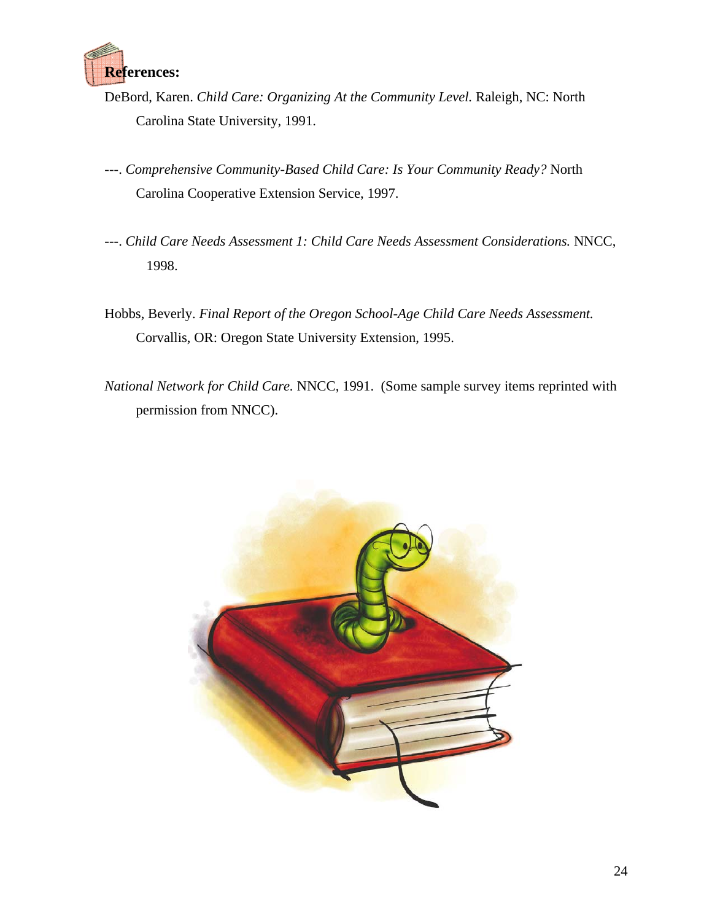## References:

DeBord, Karen. *Child Care: Organizing At the Community Level.* Raleigh, NC: North Carolina State University, 1991.

---. *Comprehensive Community-Based Child Care: Is Your Community Ready?* North Carolina Cooperative Extension Service, 1997.

---. *Child Care Needs Assessment 1: Child Care Needs Assessment Considerations.* NNCC, 1998.

Hobbs, Beverly. *Final Report of the Oregon School-Age Child Care Needs Assessment.* Corvallis, OR: Oregon State University Extension, 1995.

*National Network for Child Care.* NNCC, 1991. (Some sample survey items reprinted with permission from NNCC).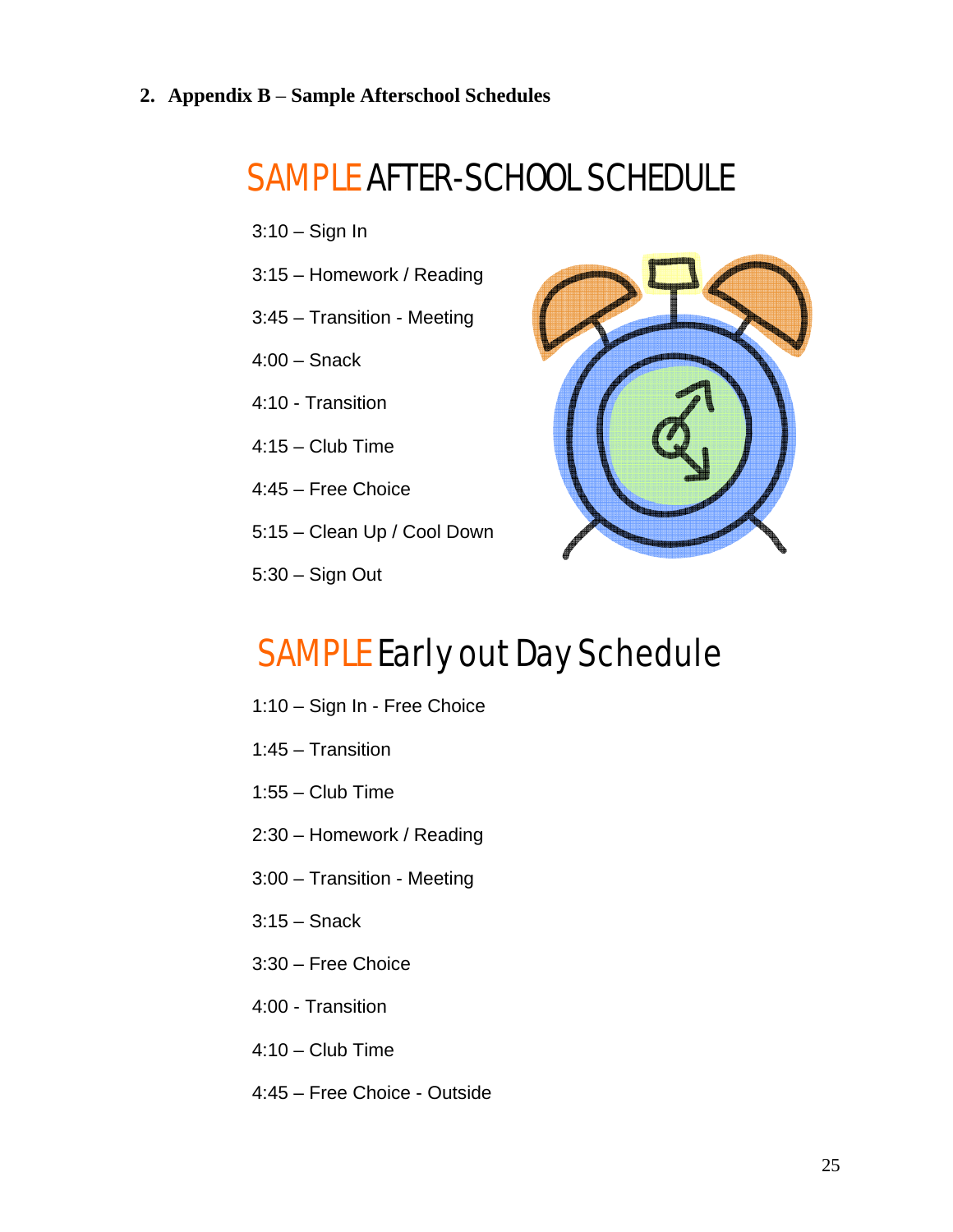2. **Appendix B – Sample Afterschool Schedules**

## SAMPLE AFTER-SCHOOL SCHEDULE

3:10 – Sign In

3:15 – Homework / Reading

3:45 – Transition - Meeting

4:00 – Snack

4:10 - Transition

4:15 – Club Time

4:45 – Free Choice

5:15 – Clean Up / Cool Down

5:30 – Sign Out

## SAMPLE Early out Day Schedule

1:10 – Sign In - Free Choice

1:45 – Transition

1:55 – Club Time

2:30 – Homework / Reading

3:00 – Transition - Meeting

3:15 – Snack

3:30 – Free Choice

4:00 - Transition

4:10 – Club Time

4:45 – Free Choice - Outside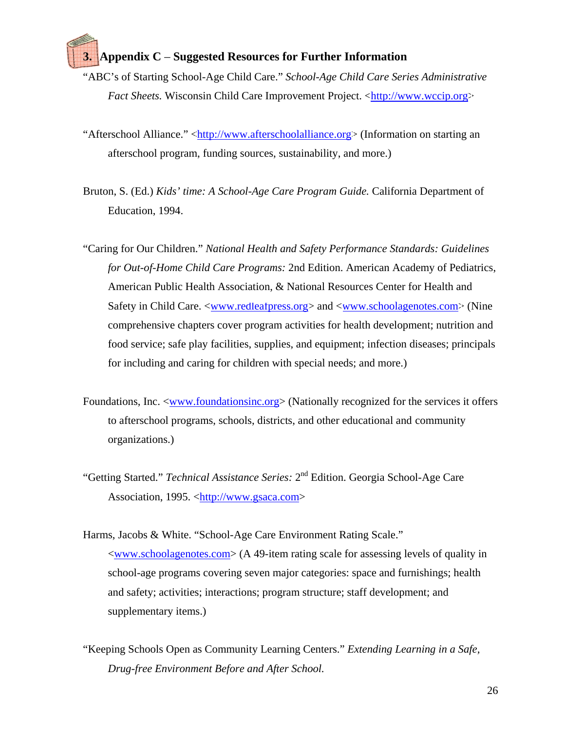## 3. Appendix C – Suggested Resources for Further Information

"ABC's of Starting School-Age Child Care." *School-Age Child Care Series Administrative Fact Sheets.* Wisconsin Child Care Improvement Project. <http://www.wccip.org>

"Afterschool Alliance." <http://www.afterschoolalliance.org> (Information on starting an afterschool program, funding sources, sustainability, and more.)

Bruton, S. (Ed.) *Kids' time: A School-Age Care Program Guide.* California Department of Education, 1994.

"Caring for Our Children." *National Health and Safety Performance Standards: Guidelines for Out-of-Home Child Care Programs:* 2nd Edition. American Academy of Pediatrics, American Public Health Association, & National Resources Center for Health and Safety in Child Care. <www.redleafpress.org> and <www.schoolagenotes.com> (Nine comprehensive chapters cover program activities for health development; nutrition and food service; safe play facilities, supplies, and equipment; infection diseases; principals for including and caring for children with special needs; and more.)

Foundations, Inc. <www.foundationsinc.org> (Nationally recognized for the services it offers to afterschool programs, schools, districts, and other educational and community organizations.)

"Getting Started." *Technical Assistance Series:* 2nd Edition. Georgia School-Age Care Association, 1995. <http://www.gsaca.com>

Harms, Jacobs & White. "School-Age Care Environment Rating Scale." <www.schoolagenotes.com> (A 49-item rating scale for assessing levels of quality in school-age programs covering seven major categories: space and furnishings; health and safety; activities; interactions; program structure; staff development; and supplementary items.)

"Keeping Schools Open as Community Learning Centers." *Extending Learning in a Safe, Drug-free Environment Before and After School.*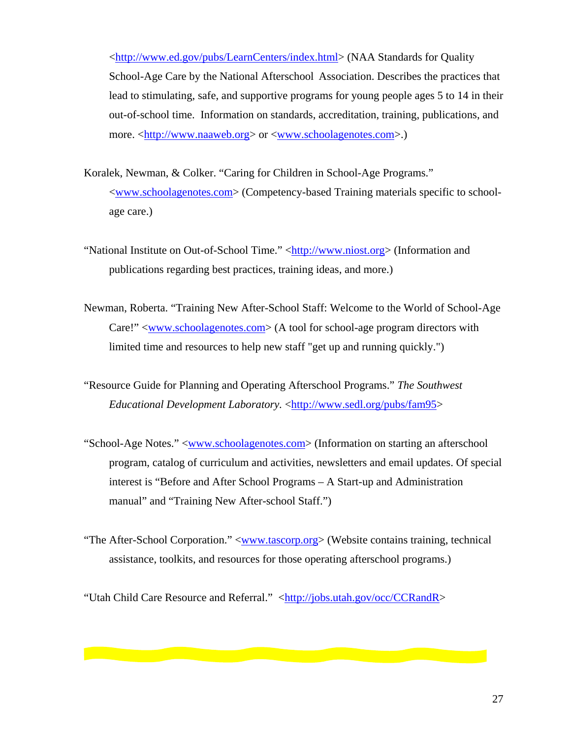<http://www.ed.gov/pubs/LearnCenters/index.html> (NAA Standards for Quality School-Age Care by the National Afterschool Association. Describes the practices that lead to stimulating, safe, and supportive programs for young people ages 5 to 14 in their out-of-school time. Information on standards, accreditation, training, publications, and more. <http://www.naaweb.org> or <www.schoolagenotes.com>.)

Koralek, Newman, & Colker. "Caring for Children in School-Age Programs." <www.schoolagenotes.com> (Competency-based Training materials specific to school-age care.)

"National Institute on Out-of-School Time." <http://www.niost.org> (Information and publications regarding best practices, training ideas, and more.)

Newman, Roberta. "Training New After-School Staff: Welcome to the World of School-Age Care!" <www.schoolagenotes.com> (A tool for school-age program directors with limited time and resources to help new staff "get up and running quickly.")

"Resource Guide for Planning and Operating Afterschool Programs." *The Southwest Educational Development Laboratory.* <http://www.sedl.org/pubs/fam95>

"School-Age Notes." <www.schoolagenotes.com> (Information on starting an afterschool program, catalog of curriculum and activities, newsletters and email updates. Of special interest is "Before and After School Programs – A Start-up and Administration manual" and "Training New After-school Staff.")

"The After-School Corporation." <www.tascorp.org> (Website contains training, technical assistance, toolkits, and resources for those operating afterschool programs.)

"Utah Child Care Resource and Referral." <http://jobs.utah.gov/occ/CCRandR>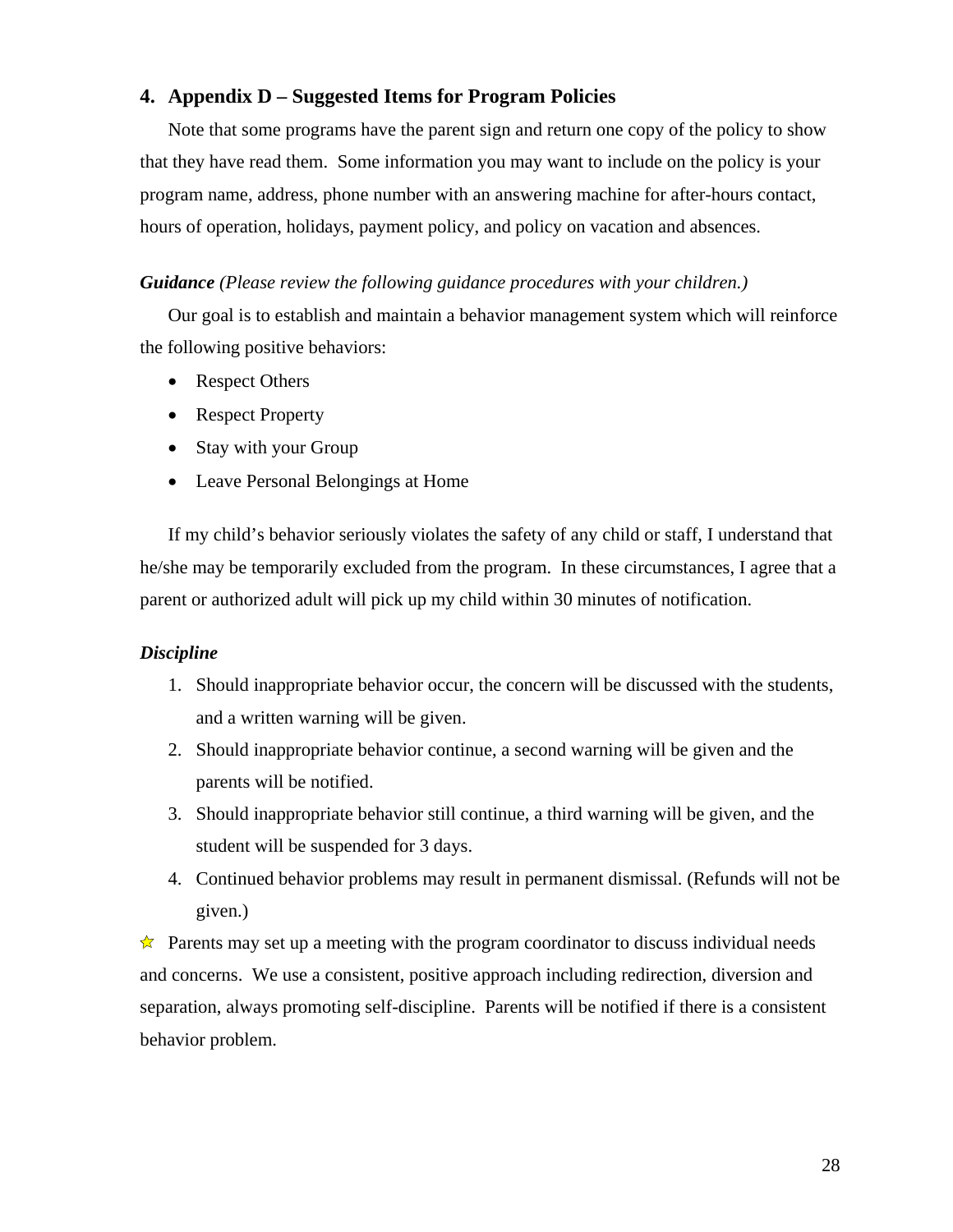## 4. Appendix D – Suggested Items for Program Policies

Note that some programs have the parent sign and return one copy of the policy to show that they have read them. Some information you may want to include on the policy is your program name, address, phone number with an answering machine for after-hours contact, hours of operation, holidays, payment policy, and policy on vacation and absences.

***Guidance*** *(Please review the following guidance procedures with your children.)*

Our goal is to establish and maintain a behavior management system which will reinforce the following positive behaviors:

- Respect Others
- Respect Property
- Stay with your Group
- Leave Personal Belongings at Home

If my child's behavior seriously violates the safety of any child or staff, I understand that he/she may be temporarily excluded from the program. In these circumstances, I agree that a parent or authorized adult will pick up my child within 30 minutes of notification.

***Discipline***

1. Should inappropriate behavior occur, the concern will be discussed with the students, and a written warning will be given.
2. Should inappropriate behavior continue, a second warning will be given and the parents will be notified.
3. Should inappropriate behavior still continue, a third warning will be given, and the student will be suspended for 3 days.
4. Continued behavior problems may result in permanent dismissal. (Refunds will not be given.)

☆ Parents may set up a meeting with the program coordinator to discuss individual needs and concerns. We use a consistent, positive approach including redirection, diversion and separation, always promoting self-discipline. Parents will be notified if there is a consistent behavior problem.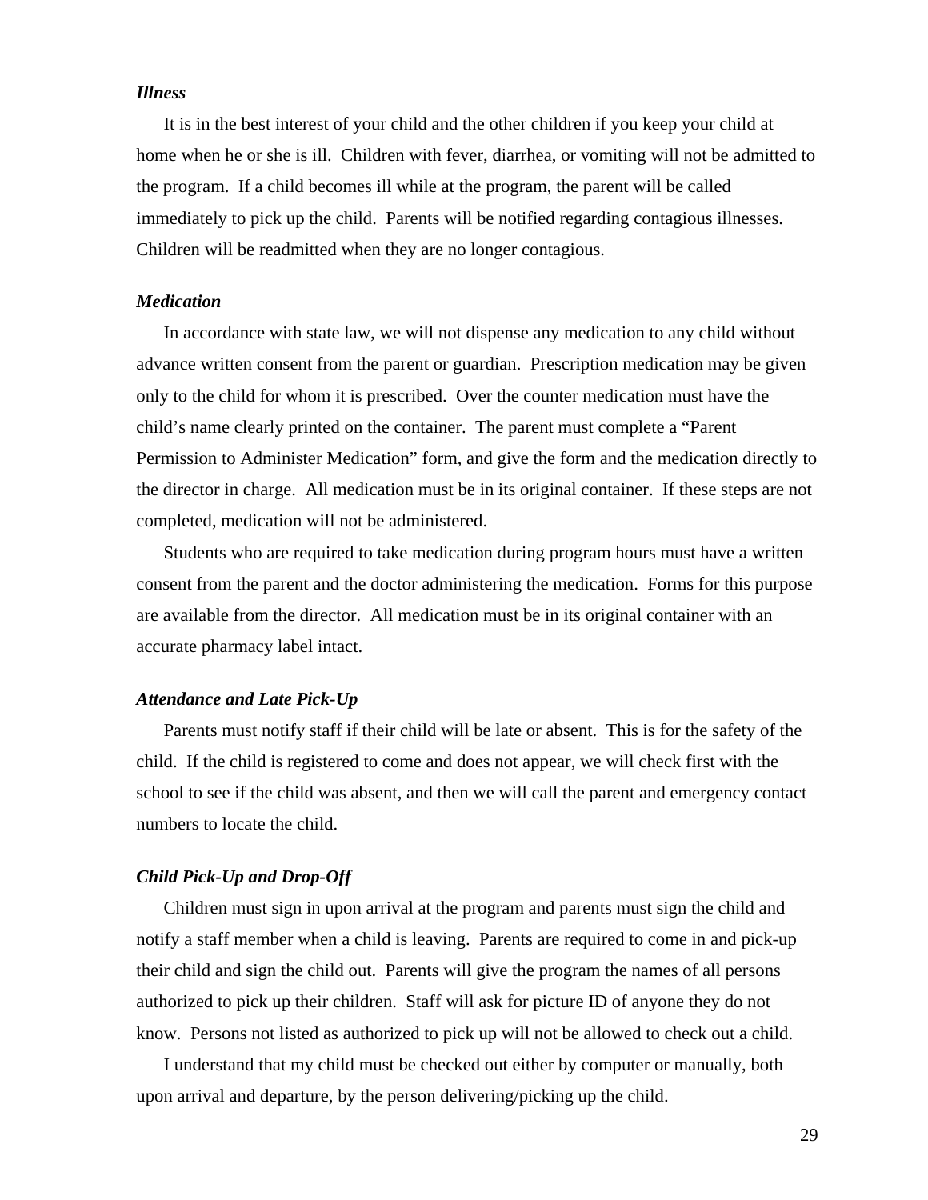### *Illness*

It is in the best interest of your child and the other children if you keep your child at home when he or she is ill. Children with fever, diarrhea, or vomiting will not be admitted to the program. If a child becomes ill while at the program, the parent will be called immediately to pick up the child. Parents will be notified regarding contagious illnesses. Children will be readmitted when they are no longer contagious.

### *Medication*

In accordance with state law, we will not dispense any medication to any child without advance written consent from the parent or guardian. Prescription medication may be given only to the child for whom it is prescribed. Over the counter medication must have the child's name clearly printed on the container. The parent must complete a "Parent Permission to Administer Medication" form, and give the form and the medication directly to the director in charge. All medication must be in its original container. If these steps are not completed, medication will not be administered.

Students who are required to take medication during program hours must have a written consent from the parent and the doctor administering the medication. Forms for this purpose are available from the director. All medication must be in its original container with an accurate pharmacy label intact.

### *Attendance and Late Pick-Up*

Parents must notify staff if their child will be late or absent. This is for the safety of the child. If the child is registered to come and does not appear, we will check first with the school to see if the child was absent, and then we will call the parent and emergency contact numbers to locate the child.

### *Child Pick-Up and Drop-Off*

Children must sign in upon arrival at the program and parents must sign the child and notify a staff member when a child is leaving. Parents are required to come in and pick-up their child and sign the child out. Parents will give the program the names of all persons authorized to pick up their children. Staff will ask for picture ID of anyone they do not know. Persons not listed as authorized to pick up will not be allowed to check out a child.

I understand that my child must be checked out either by computer or manually, both upon arrival and departure, by the person delivering/picking up the child.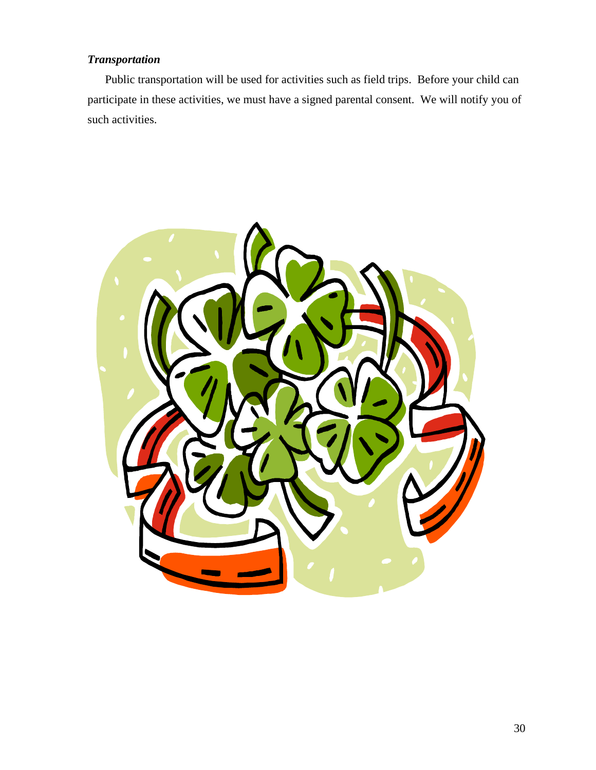***Transportation***

Public transportation will be used for activities such as field trips. Before your child can participate in these activities, we must have a signed parental consent. We will notify you of such activities.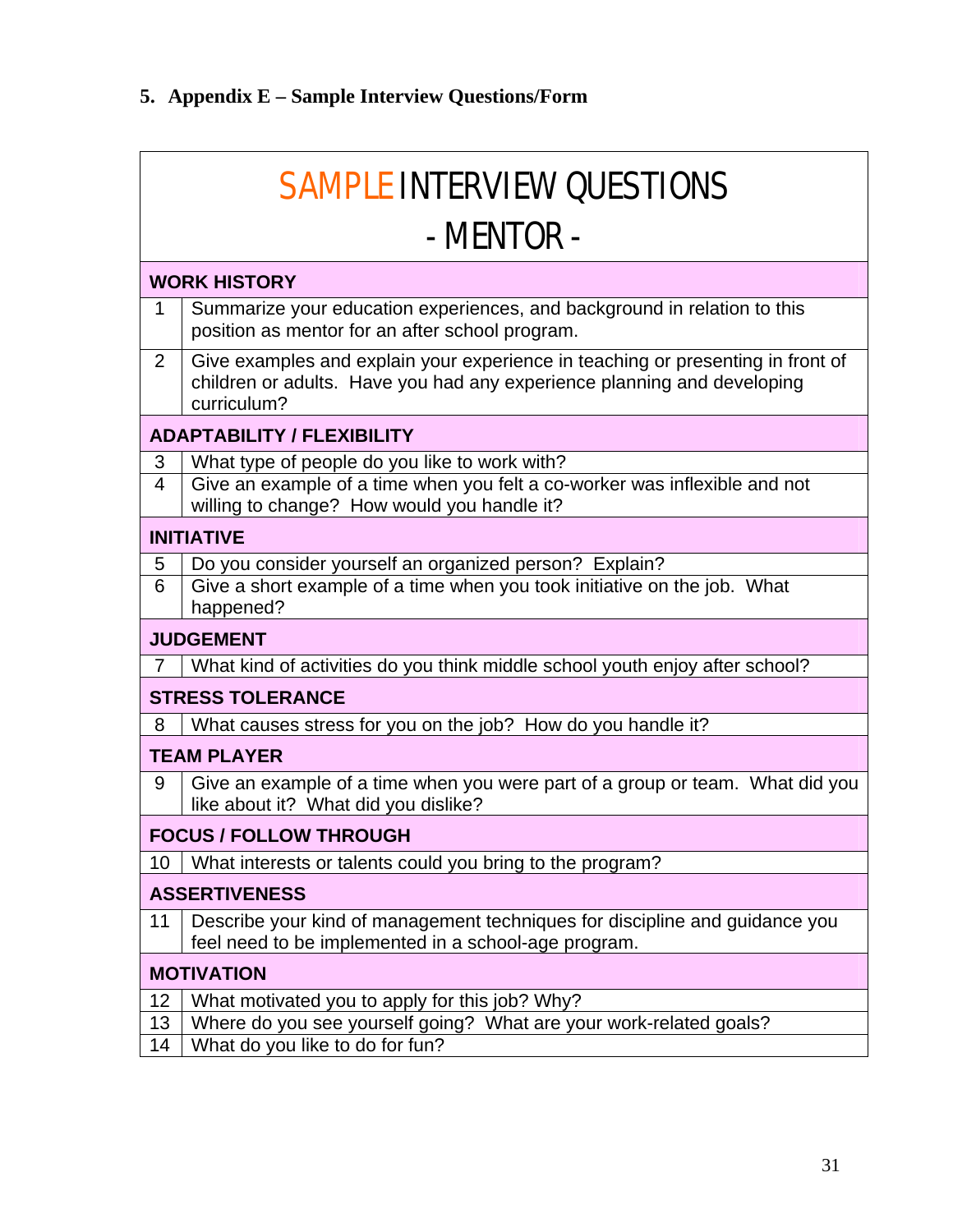## 5. Appendix E – Sample Interview Questions/Form

# SAMPLE INTERVIEW QUESTIONS
# - MENTOR -

| | |
|---|---|
| **WORK HISTORY** | |
| 1 | Summarize your education experiences, and background in relation to this position as mentor for an after school program. |
| 2 | Give examples and explain your experience in teaching or presenting in front of children or adults. Have you had any experience planning and developing curriculum? |
| **ADAPTABILITY / FLEXIBILITY** | |
| 3 | What type of people do you like to work with? |
| 4 | Give an example of a time when you felt a co-worker was inflexible and not willing to change? How would you handle it? |
| **INITIATIVE** | |
| 5 | Do you consider yourself an organized person? Explain? |
| 6 | Give a short example of a time when you took initiative on the job. What happened? |
| **JUDGEMENT** | |
| 7 | What kind of activities do you think middle school youth enjoy after school? |
| **STRESS TOLERANCE** | |
| 8 | What causes stress for you on the job? How do you handle it? |
| **TEAM PLAYER** | |
| 9 | Give an example of a time when you were part of a group or team. What did you like about it? What did you dislike? |
| **FOCUS / FOLLOW THROUGH** | |
| 10 | What interests or talents could you bring to the program? |
| **ASSERTIVENESS** | |
| 11 | Describe your kind of management techniques for discipline and guidance you feel need to be implemented in a school-age program. |
| **MOTIVATION** | |
| 12 | What motivated you to apply for this job? Why? |
| 13 | Where do you see yourself going? What are your work-related goals? |
| 14 | What do you like to do for fun? |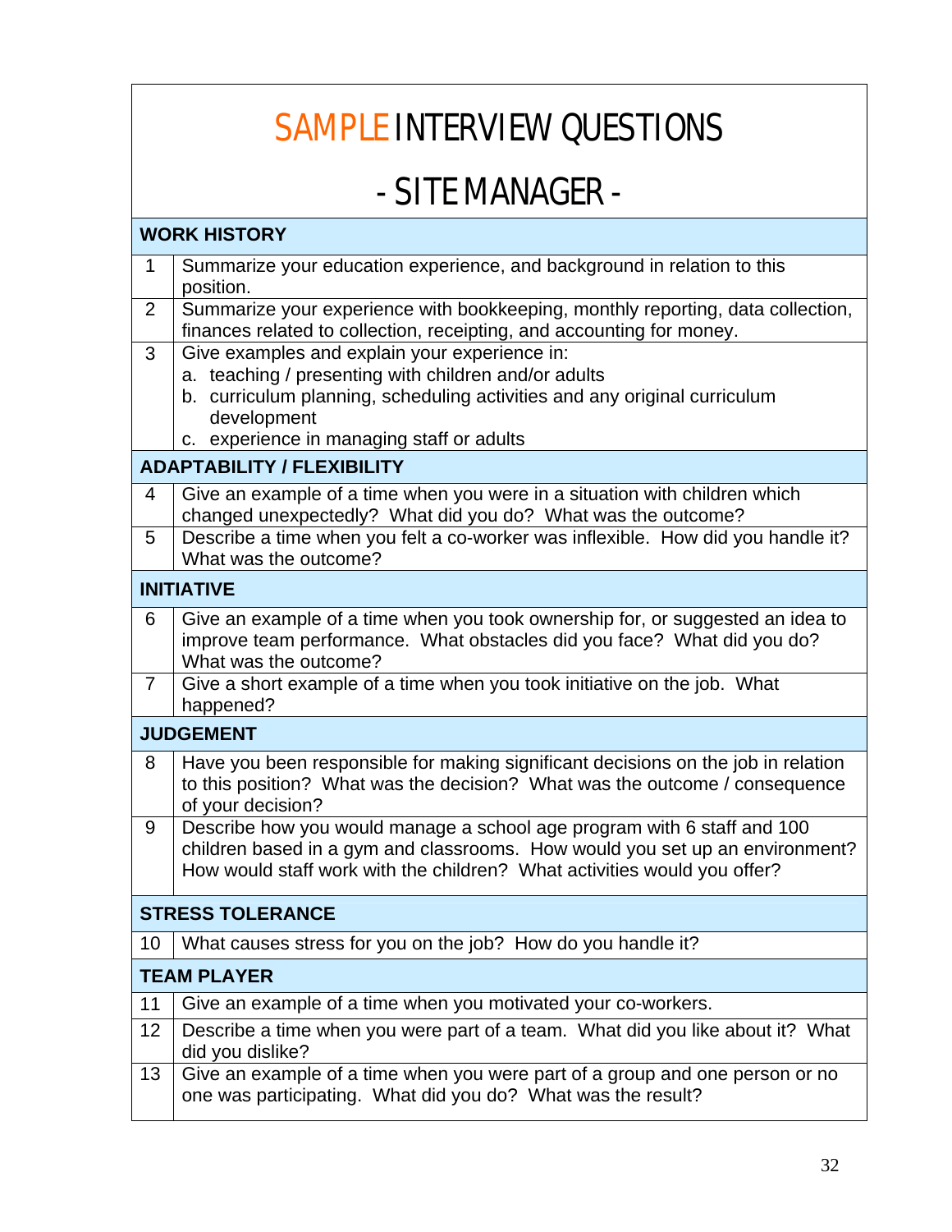# SAMPLE INTERVIEW QUESTIONS

## - SITE MANAGER -

| | |
|---|---|
| **WORK HISTORY** | |
| 1 | Summarize your education experience, and background in relation to this position. |
| 2 | Summarize your experience with bookkeeping, monthly reporting, data collection, finances related to collection, receipting, and accounting for money. |
| 3 | Give examples and explain your experience in:<br>a. teaching / presenting with children and/or adults<br>b. curriculum planning, scheduling activities and any original curriculum development<br>c. experience in managing staff or adults |
| **ADAPTABILITY / FLEXIBILITY** | |
| 4 | Give an example of a time when you were in a situation with children which changed unexpectedly? What did you do? What was the outcome? |
| 5 | Describe a time when you felt a co-worker was inflexible. How did you handle it? What was the outcome? |
| **INITIATIVE** | |
| 6 | Give an example of a time when you took ownership for, or suggested an idea to improve team performance. What obstacles did you face? What did you do? What was the outcome? |
| 7 | Give a short example of a time when you took initiative on the job. What happened? |
| **JUDGEMENT** | |
| 8 | Have you been responsible for making significant decisions on the job in relation to this position? What was the decision? What was the outcome / consequence of your decision? |
| 9 | Describe how you would manage a school age program with 6 staff and 100 children based in a gym and classrooms. How would you set up an environment? How would staff work with the children? What activities would you offer? |
| **STRESS TOLERANCE** | |
| 10 | What causes stress for you on the job? How do you handle it? |
| **TEAM PLAYER** | |
| 11 | Give an example of a time when you motivated your co-workers. |
| 12 | Describe a time when you were part of a team. What did you like about it? What did you dislike? |
| 13 | Give an example of a time when you were part of a group and one person or no one was participating. What did you do? What was the result? |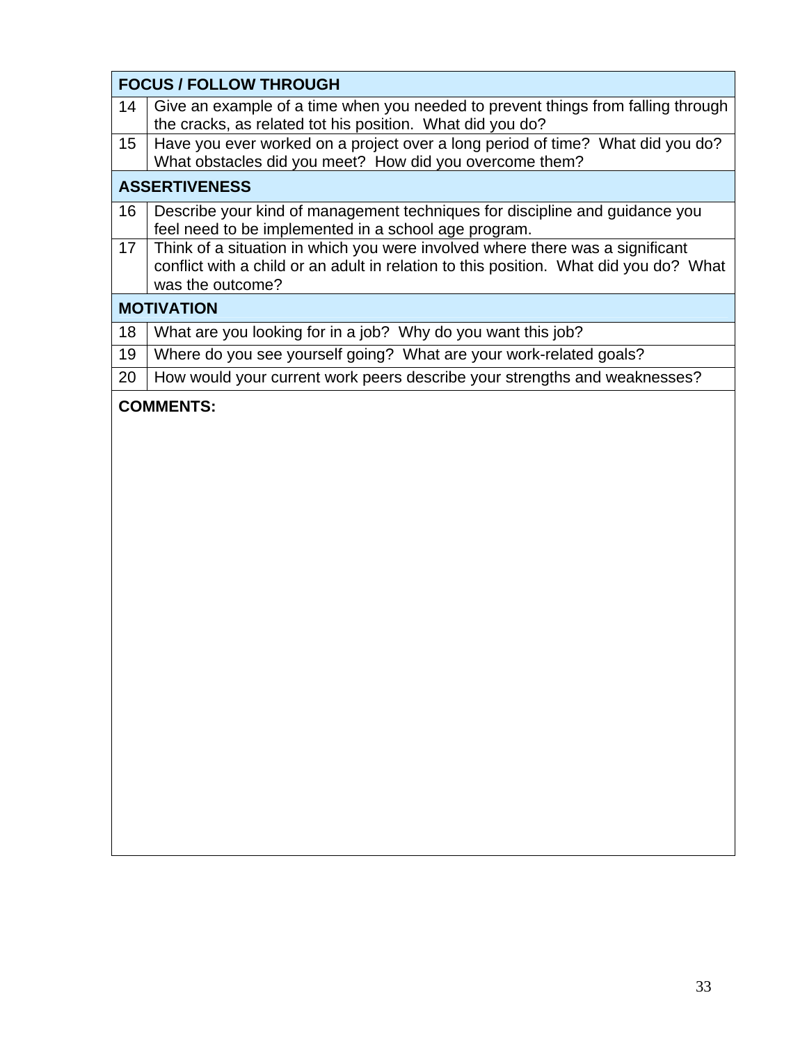| FOCUS / FOLLOW THROUGH | |
|---|---|
| 14 | Give an example of a time when you needed to prevent things from falling through the cracks, as related tot his position. What did you do? |
| 15 | Have you ever worked on a project over a long period of time? What did you do? What obstacles did you meet? How did you overcome them? |
| **ASSERTIVENESS** | |
| 16 | Describe your kind of management techniques for discipline and guidance you feel need to be implemented in a school age program. |
| 17 | Think of a situation in which you were involved where there was a significant conflict with a child or an adult in relation to this position. What did you do? What was the outcome? |
| **MOTIVATION** | |
| 18 | What are you looking for in a job? Why do you want this job? |
| 19 | Where do you see yourself going? What are your work-related goals? |
| 20 | How would your current work peers describe your strengths and weaknesses? |
| **COMMENTS:** | |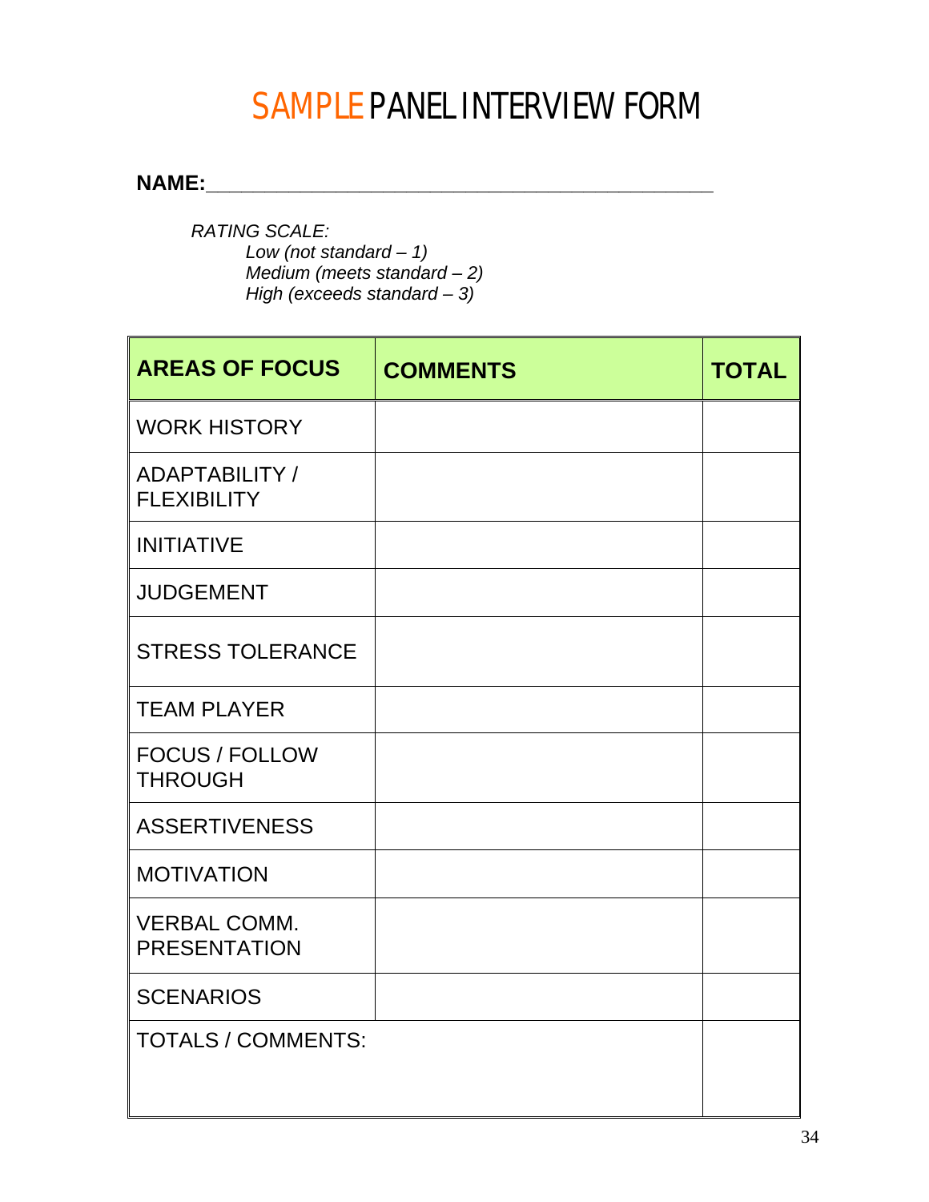# SAMPLE PANEL INTERVIEW FORM

**NAME:**\_\_\_\_\_\_\_\_\_\_\_\_\_\_\_\_\_\_\_\_\_\_\_\_\_\_\_\_\_\_\_\_\_\_\_\_\_\_\_\_\_\_\_\_

*RATING SCALE:*
*Low (not standard – 1)*
*Medium (meets standard – 2)*
*High (exceeds standard – 3)*

| AREAS OF FOCUS | COMMENTS | TOTAL |
|---|---|---|
| WORK HISTORY | | |
| ADAPTABILITY / FLEXIBILITY | | |
| INITIATIVE | | |
| JUDGEMENT | | |
| STRESS TOLERANCE | | |
| TEAM PLAYER | | |
| FOCUS / FOLLOW THROUGH | | |
| ASSERTIVENESS | | |
| MOTIVATION | | |
| VERBAL COMM. PRESENTATION | | |
| SCENARIOS | | |
| TOTALS / COMMENTS: | | |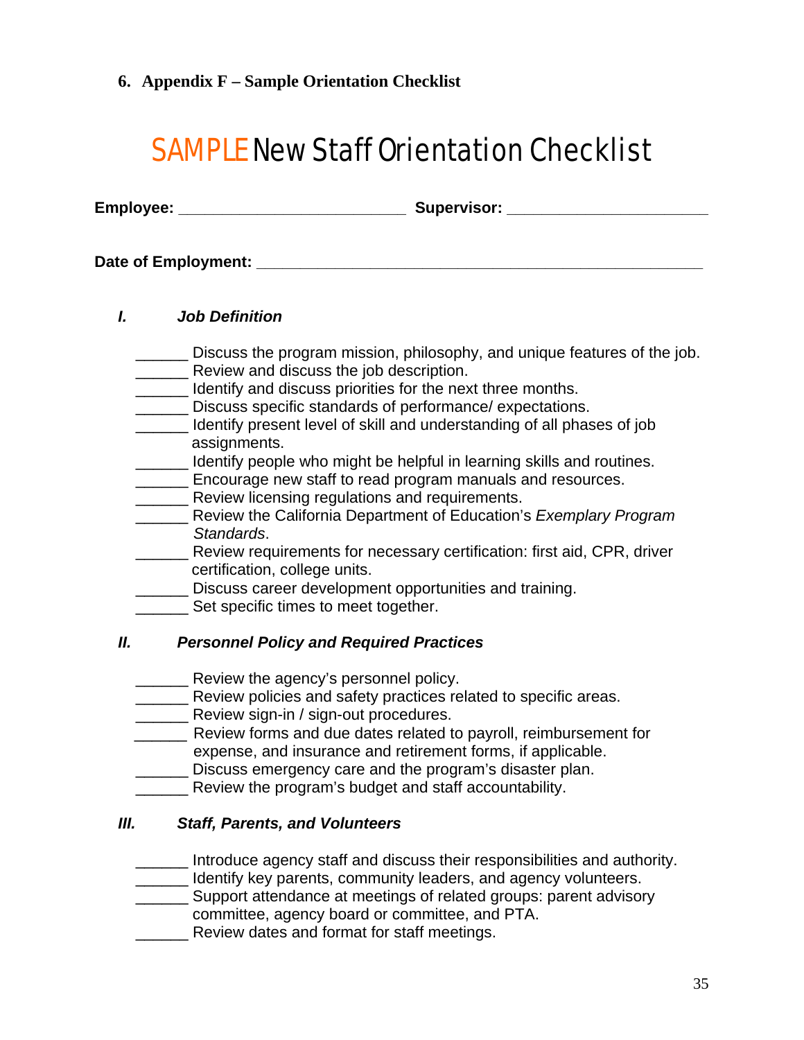## 6. Appendix F – Sample Orientation Checklist

# SAMPLE New Staff Orientation Checklist

**Employee:** _________________________ **Supervisor:** ______________________

**Date of Employment:** _________________________________________________

### *I. Job Definition*

______ Discuss the program mission, philosophy, and unique features of the job.
______ Review and discuss the job description.
______ Identify and discuss priorities for the next three months.
______ Discuss specific standards of performance/ expectations.
______ Identify present level of skill and understanding of all phases of job assignments.
______ Identify people who might be helpful in learning skills and routines.
______ Encourage new staff to read program manuals and resources.
______ Review licensing regulations and requirements.
______ Review the California Department of Education's *Exemplary Program Standards*.
______ Review requirements for necessary certification: first aid, CPR, driver certification, college units.
______ Discuss career development opportunities and training.
______ Set specific times to meet together.

### *II. Personnel Policy and Required Practices*

______ Review the agency's personnel policy.
______ Review policies and safety practices related to specific areas.
______ Review sign-in / sign-out procedures.
______ Review forms and due dates related to payroll, reimbursement for expense, and insurance and retirement forms, if applicable.
______ Discuss emergency care and the program's disaster plan.
______ Review the program's budget and staff accountability.

### *III. Staff, Parents, and Volunteers*

______ Introduce agency staff and discuss their responsibilities and authority.
______ Identify key parents, community leaders, and agency volunteers.
______ Support attendance at meetings of related groups: parent advisory committee, agency board or committee, and PTA.
______ Review dates and format for staff meetings.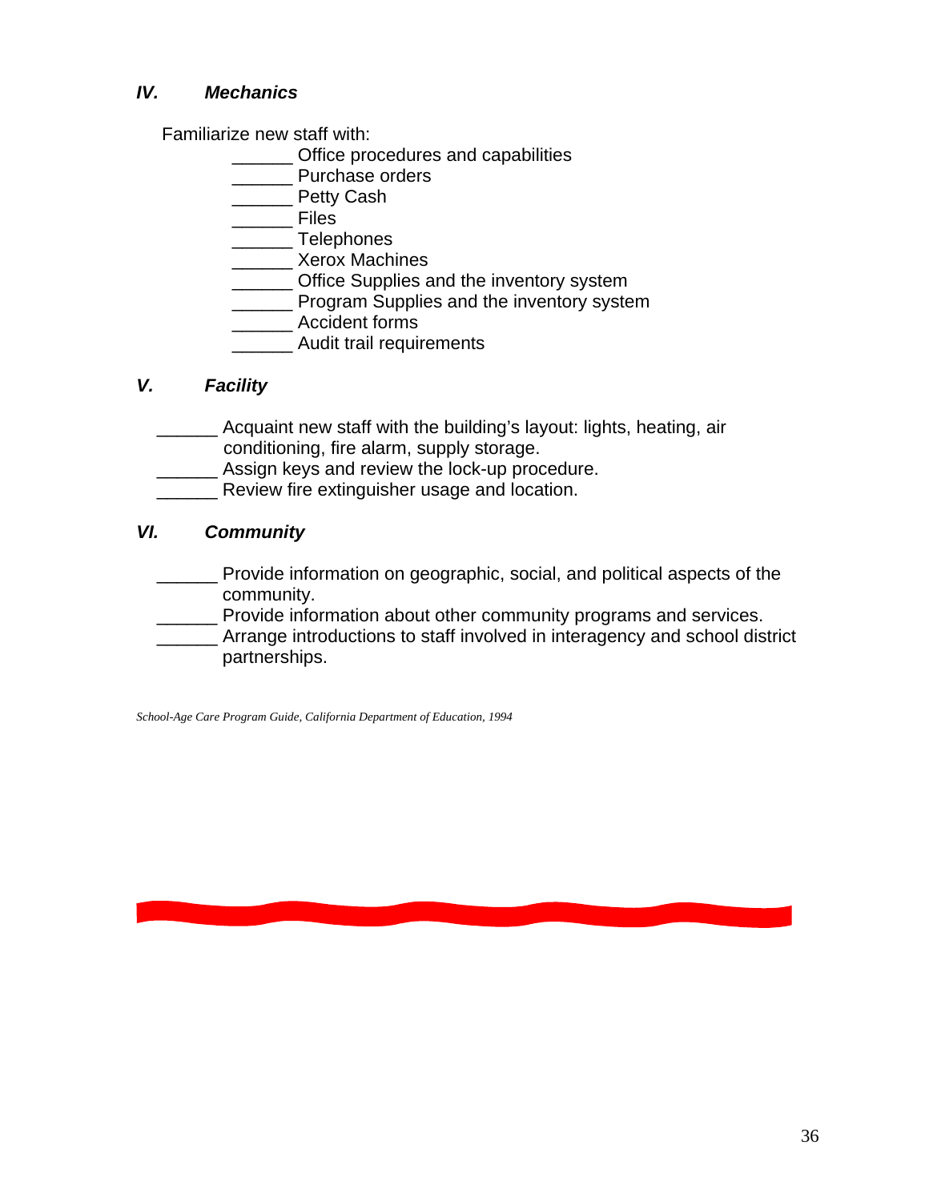### *IV. Mechanics*

Familiarize new staff with:

- ______ Office procedures and capabilities
- ______ Purchase orders
- ______ Petty Cash
- ______ Files
- ______ Telephones
- ______ Xerox Machines
- ______ Office Supplies and the inventory system
- ______ Program Supplies and the inventory system
- ______ Accident forms
- ______ Audit trail requirements

### *V. Facility*

- ______ Acquaint new staff with the building's layout: lights, heating, air conditioning, fire alarm, supply storage.
- ______ Assign keys and review the lock-up procedure.
- ______ Review fire extinguisher usage and location.

### *VI. Community*

- ______ Provide information on geographic, social, and political aspects of the community.
- ______ Provide information about other community programs and services.
- ______ Arrange introductions to staff involved in interagency and school district partnerships.

*School-Age Care Program Guide, California Department of Education, 1994*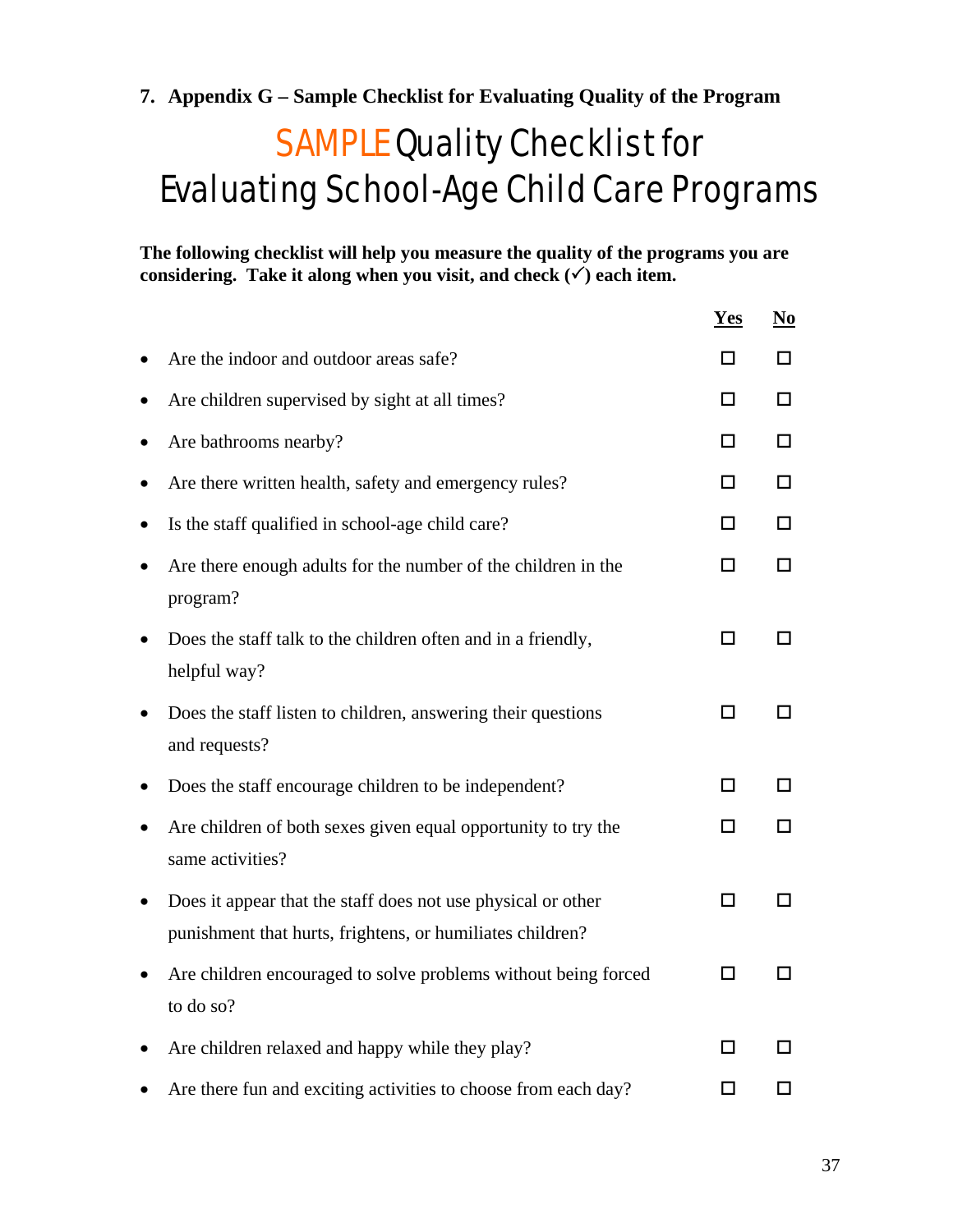## 7. Appendix G – Sample Checklist for Evaluating Quality of the Program

# SAMPLE Quality Checklist for Evaluating School-Age Child Care Programs

**The following checklist will help you measure the quality of the programs you are considering. Take it along when you visit, and check (✓) each item.**

| | Yes | No |
|---|---|---|
| • Are the indoor and outdoor areas safe? | ☐ | ☐ |
| • Are children supervised by sight at all times? | ☐ | ☐ |
| • Are bathrooms nearby? | ☐ | ☐ |
| • Are there written health, safety and emergency rules? | ☐ | ☐ |
| • Is the staff qualified in school-age child care? | ☐ | ☐ |
| • Are there enough adults for the number of the children in the program? | ☐ | ☐ |
| • Does the staff talk to the children often and in a friendly, helpful way? | ☐ | ☐ |
| • Does the staff listen to children, answering their questions and requests? | ☐ | ☐ |
| • Does the staff encourage children to be independent? | ☐ | ☐ |
| • Are children of both sexes given equal opportunity to try the same activities? | ☐ | ☐ |
| • Does it appear that the staff does not use physical or other punishment that hurts, frightens, or humiliates children? | ☐ | ☐ |
| • Are children encouraged to solve problems without being forced to do so? | ☐ | ☐ |
| • Are children relaxed and happy while they play? | ☐ | ☐ |
| • Are there fun and exciting activities to choose from each day? | ☐ | ☐ |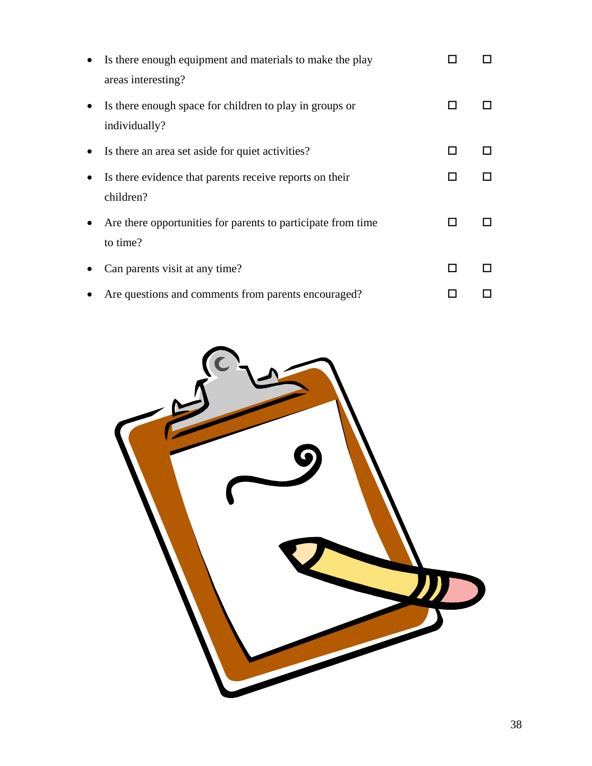- Is there enough equipment and materials to make the play areas interesting? ☐ ☐
- Is there enough space for children to play in groups or individually? ☐ ☐
- Is there an area set aside for quiet activities? ☐ ☐
- Is there evidence that parents receive reports on their children? ☐ ☐
- Are there opportunities for parents to participate from time to time? ☐ ☐
- Can parents visit at any time? ☐ ☐
- Are questions and comments from parents encouraged? ☐ ☐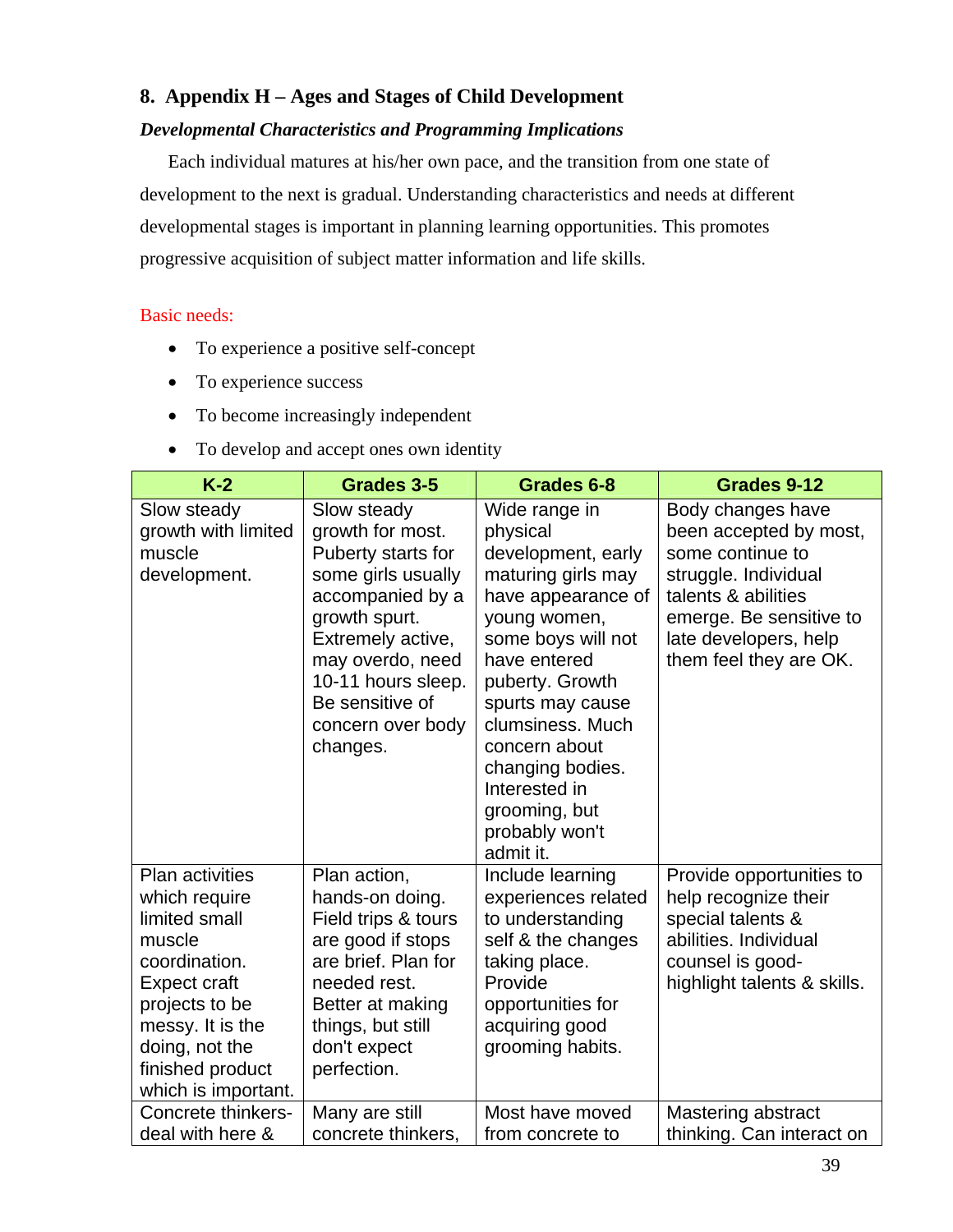## 8. Appendix H – Ages and Stages of Child Development

***Developmental Characteristics and Programming Implications***

Each individual matures at his/her own pace, and the transition from one state of development to the next is gradual. Understanding characteristics and needs at different developmental stages is important in planning learning opportunities. This promotes progressive acquisition of subject matter information and life skills.

Basic needs:

- To experience a positive self-concept
- To experience success
- To become increasingly independent
- To develop and accept ones own identity

| K-2 | Grades 3-5 | Grades 6-8 | Grades 9-12 |
|---|---|---|---|
| Slow steady growth with limited muscle development. | Slow steady growth for most. Puberty starts for some girls usually accompanied by a growth spurt. Extremely active, may overdo, need 10-11 hours sleep. Be sensitive of concern over body changes. | Wide range in physical development, early maturing girls may have appearance of young women, some boys will not have entered puberty. Growth spurts may cause clumsiness. Much concern about changing bodies. Interested in grooming, but probably won't admit it. | Body changes have been accepted by most, some continue to struggle. Individual talents & abilities emerge. Be sensitive to late developers, help them feel they are OK. |
| Plan activities which require limited small muscle coordination. Expect craft projects to be messy. It is the doing, not the finished product which is important. | Plan action, hands-on doing. Field trips & tours are good if stops are brief. Plan for needed rest. Better at making things, but still don't expect perfection. | Include learning experiences related to understanding self & the changes taking place. Provide opportunities for acquiring good grooming habits. | Provide opportunities to help recognize their special talents & abilities. Individual counsel is good-highlight talents & skills. |
| Concrete thinkers-deal with here & | Many are still concrete thinkers, | Most have moved from concrete to | Mastering abstract thinking. Can interact on |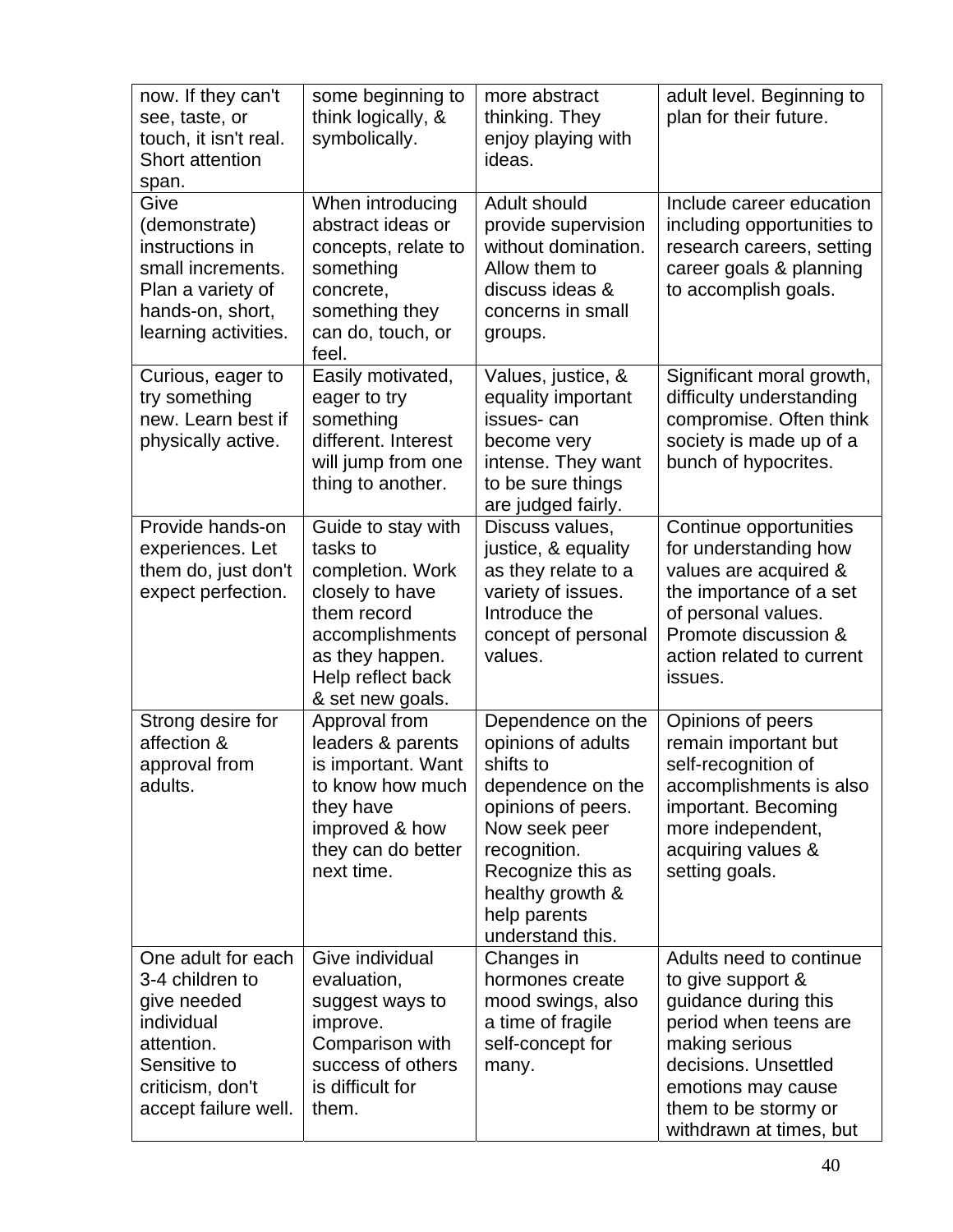| | | | |
|---|---|---|---|
| now. If they can't see, taste, or touch, it isn't real. Short attention span. | some beginning to think logically, & symbolically. | more abstract thinking. They enjoy playing with ideas. | adult level. Beginning to plan for their future. |
| Give (demonstrate) instructions in small increments. Plan a variety of hands-on, short, learning activities. | When introducing abstract ideas or concepts, relate to something concrete, something they can do, touch, or feel. | Adult should provide supervision without domination. Allow them to discuss ideas & concerns in small groups. | Include career education including opportunities to research careers, setting career goals & planning to accomplish goals. |
| Curious, eager to try something new. Learn best if physically active. | Easily motivated, eager to try something different. Interest will jump from one thing to another. | Values, justice, & equality important issues- can become very intense. They want to be sure things are judged fairly. | Significant moral growth, difficulty understanding compromise. Often think society is made up of a bunch of hypocrites. |
| Provide hands-on experiences. Let them do, just don't expect perfection. | Guide to stay with tasks to completion. Work closely to have them record accomplishments as they happen. Help reflect back & set new goals. | Discuss values, justice, & equality as they relate to a variety of issues. Introduce the concept of personal values. | Continue opportunities for understanding how values are acquired & the importance of a set of personal values. Promote discussion & action related to current issues. |
| Strong desire for affection & approval from adults. | Approval from leaders & parents is important. Want to know how much they have improved & how they can do better next time. | Dependence on the opinions of adults shifts to dependence on the opinions of peers. Now seek peer recognition. Recognize this as healthy growth & help parents understand this. | Opinions of peers remain important but self-recognition of accomplishments is also important. Becoming more independent, acquiring values & setting goals. |
| One adult for each 3-4 children to give needed individual attention. Sensitive to criticism, don't accept failure well. | Give individual evaluation, suggest ways to improve. Comparison with success of others is difficult for them. | Changes in hormones create mood swings, also a time of fragile self-concept for many. | Adults need to continue to give support & guidance during this period when teens are making serious decisions. Unsettled emotions may cause them to be stormy or withdrawn at times, but |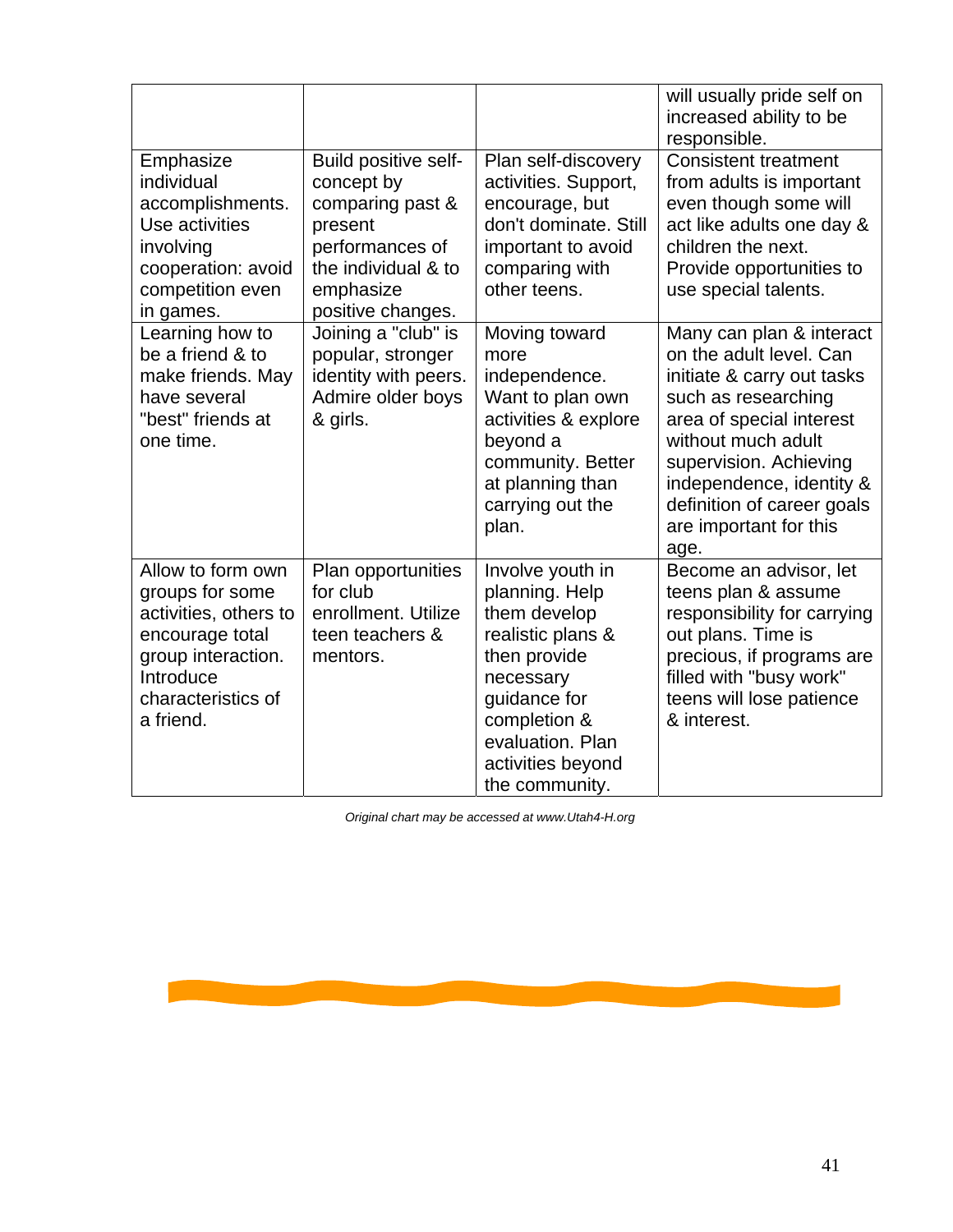| | | | |
|---|---|---|---|
| | | | will usually pride self on increased ability to be responsible. |
| Emphasize individual accomplishments. Use activities involving cooperation: avoid competition even in games. | Build positive self-concept by comparing past & present performances of the individual & to emphasize positive changes. | Plan self-discovery activities. Support, encourage, but don't dominate. Still important to avoid comparing with other teens. | Consistent treatment from adults is important even though some will act like adults one day & children the next. Provide opportunities to use special talents. |
| Learning how to be a friend & to make friends. May have several "best" friends at one time. | Joining a "club" is popular, stronger identity with peers. Admire older boys & girls. | Moving toward more independence. Want to plan own activities & explore beyond a community. Better at planning than carrying out the plan. | Many can plan & interact on the adult level. Can initiate & carry out tasks such as researching area of special interest without much adult supervision. Achieving independence, identity & definition of career goals are important for this age. |
| Allow to form own groups for some activities, others to encourage total group interaction. Introduce characteristics of a friend. | Plan opportunities for club enrollment. Utilize teen teachers & mentors. | Involve youth in planning. Help them develop realistic plans & then provide necessary guidance for completion & evaluation. Plan activities beyond the community. | Become an advisor, let teens plan & assume responsibility for carrying out plans. Time is precious, if programs are filled with "busy work" teens will lose patience & interest. |

*Original chart may be accessed at www.Utah4-H.org*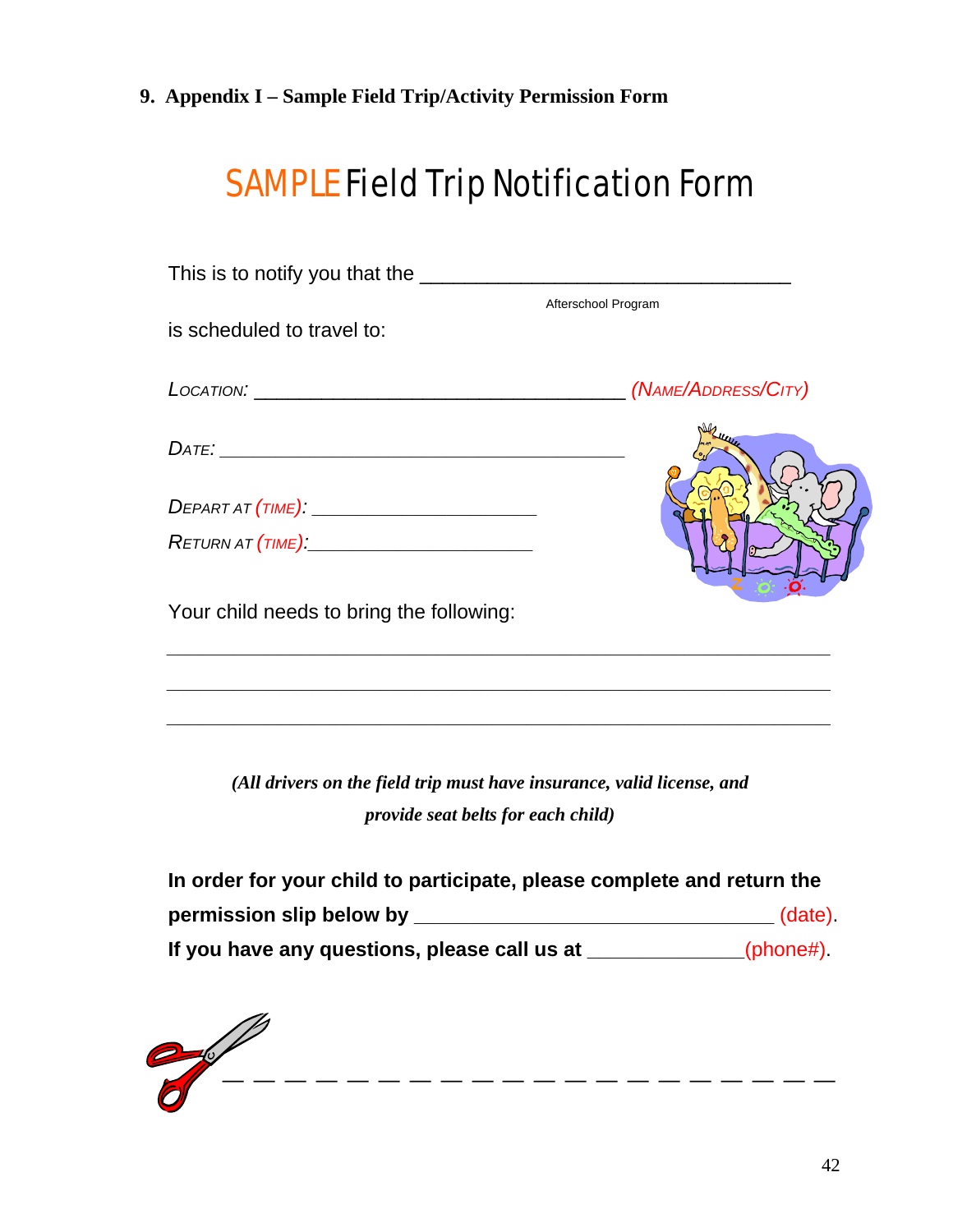## 9. Appendix I – Sample Field Trip/Activity Permission Form

# SAMPLE Field Trip Notification Form

This is to notify you that the ________________________________

Afterschool Program

is scheduled to travel to:

*LOCATION:* ________________________________ *(NAME/ADDRESS/CITY)*

*DATE:* ________________________________

*DEPART AT (TIME):* ____________________

*RETURN AT (TIME):* ____________________

Your child needs to bring the following:

________________________________________________________________

________________________________________________________________

________________________________________________________________

***(All drivers on the field trip must have insurance, valid license, and provide seat belts for each child)***

**In order for your child to participate, please complete and return the permission slip below by** ________________________________ (date).

**If you have any questions, please call us at** _____________(phone#).

— — — — — — — — — — — — — — — — — — — — —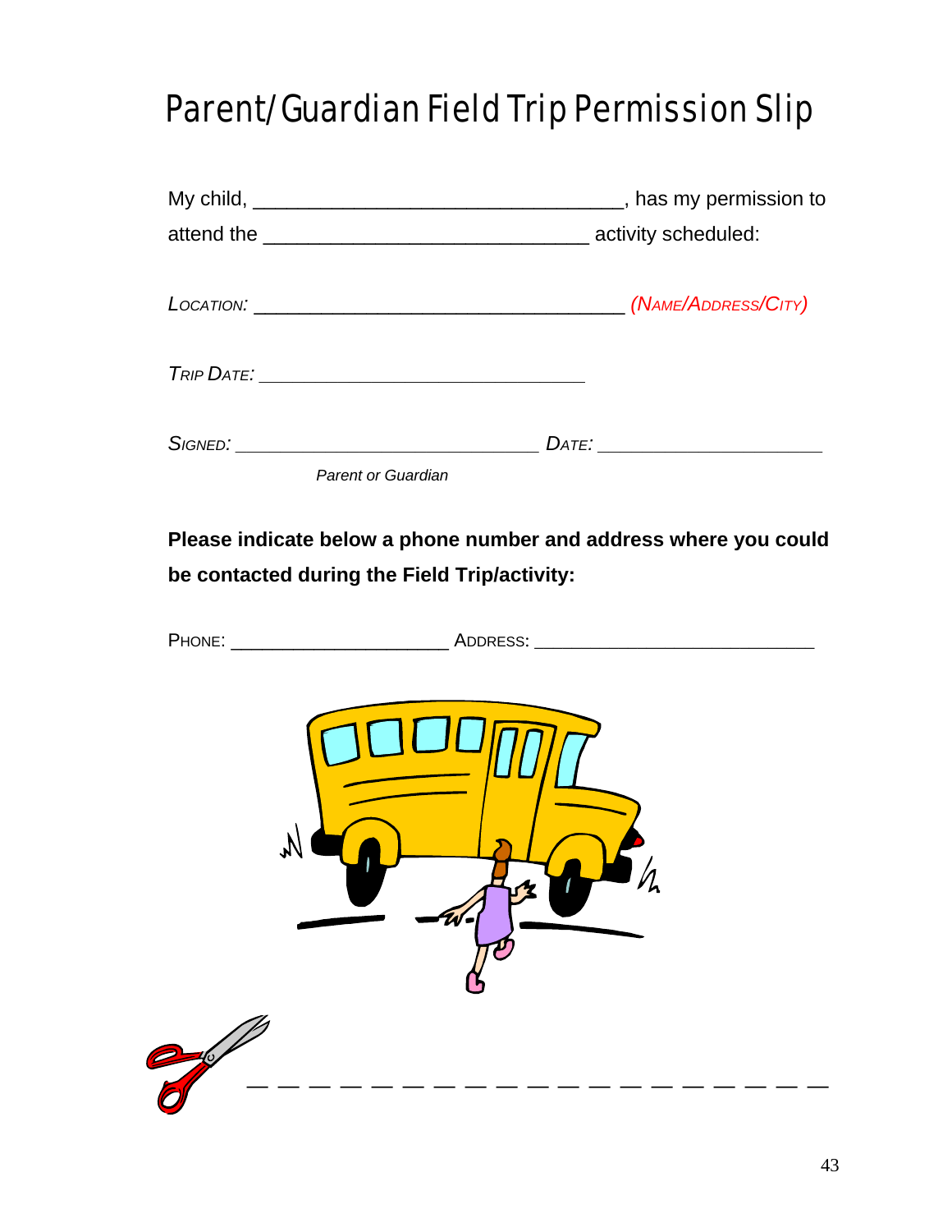# Parent/Guardian Field Trip Permission Slip

My child, ________________________________, has my permission to attend the ____________________________ activity scheduled:

*LOCATION:* __________________________________ *(NAME/ADDRESS/CITY)*

*TRIP DATE:* ______________________________

*SIGNED:* ____________________________ *DATE:* ____________________

*Parent or Guardian*

**Please indicate below a phone number and address where you could be contacted during the Field Trip/activity:**

PHONE: ____________________ ADDRESS: __________________________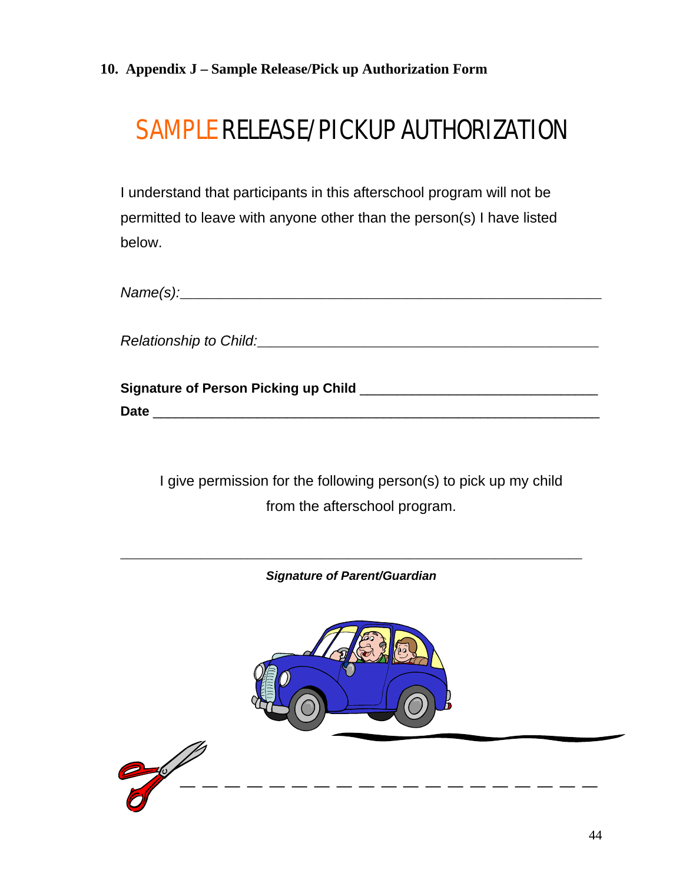## 10. Appendix J – Sample Release/Pick up Authorization Form

# SAMPLE RELEASE/PICKUP AUTHORIZATION

I understand that participants in this afterschool program will not be permitted to leave with anyone other than the person(s) I have listed below.

*Name(s):*___________________________________________________

*Relationship to Child:*___________________________________________

**Signature of Person Picking up Child** ______________________________

**Date** _______________________________________________________

I give permission for the following person(s) to pick up my child from the afterschool program.

_______________________________________________________________

***Signature of Parent/Guardian***

— — — — — — — — — — — — — — — — — — — —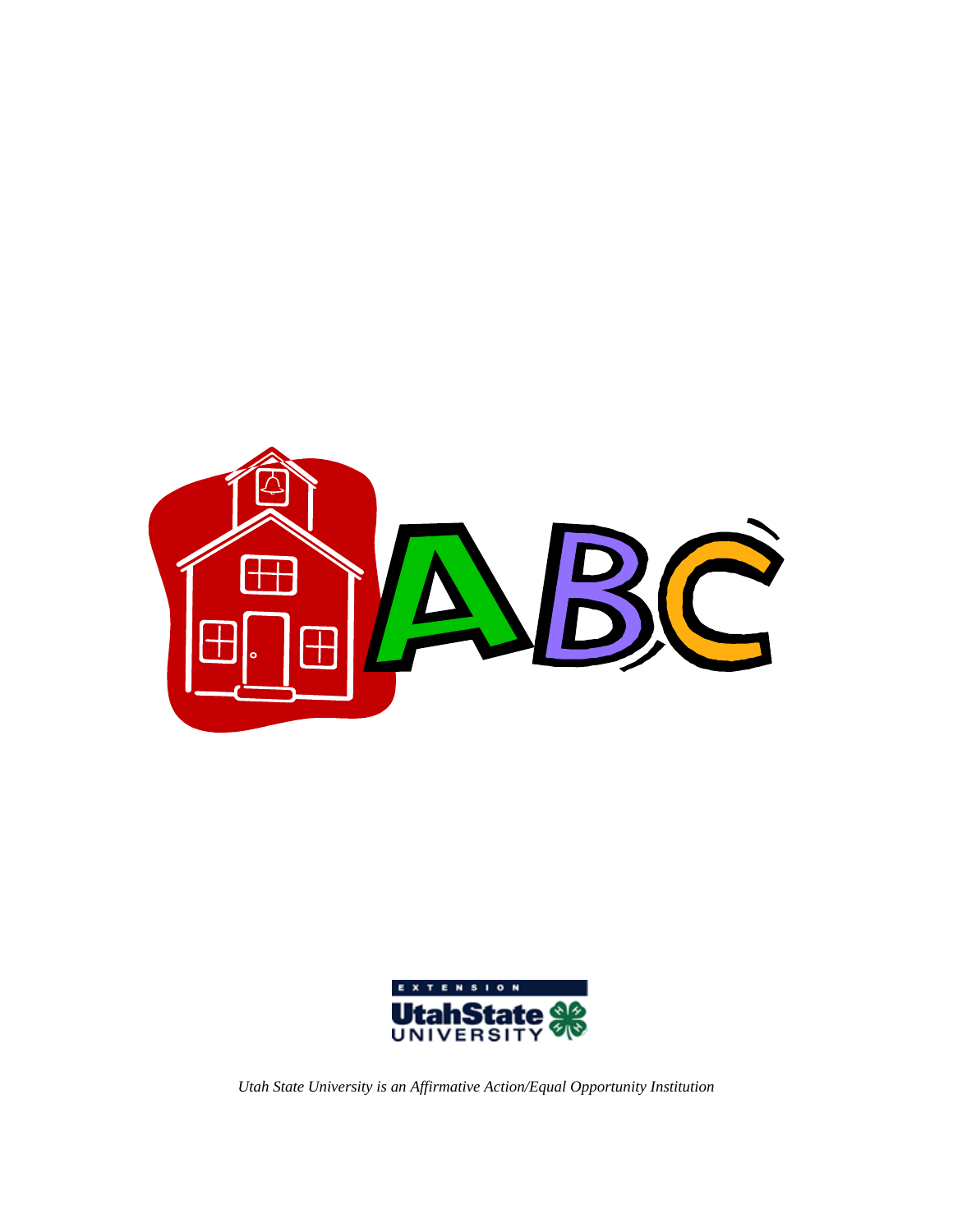Utah State University is an Affirmative Action/Equal Opportunity Institution